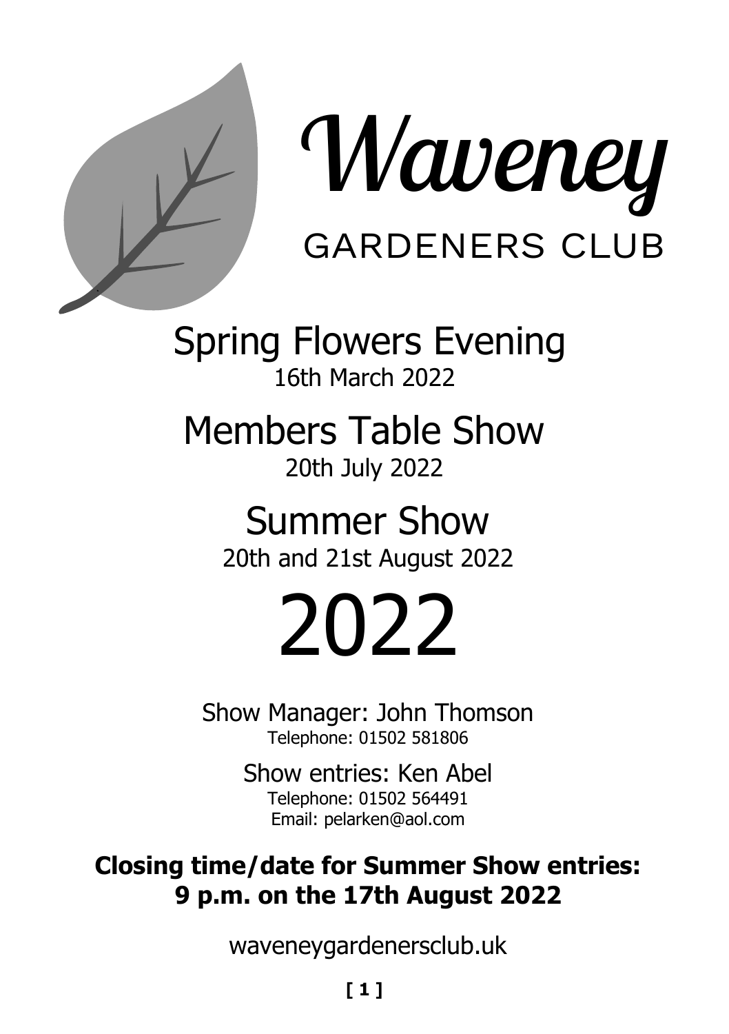# Waveney

## GARDENERS CLUB

## Spring Flowers Evening

16th March 2022

## Members Table Show

20th July 2022

## Summer Show

20th and 21st August 2022

# 2022

Show Manager: John Thomson

Telephone: 01502 581806

Show entries: Ken Abel

Telephone: 01502 564491

Email: pelarken@aol.com

**Closing time/date for Summer Show entries: 9 p.m. on the 17th August 2022**

waveneygardenersclub.uk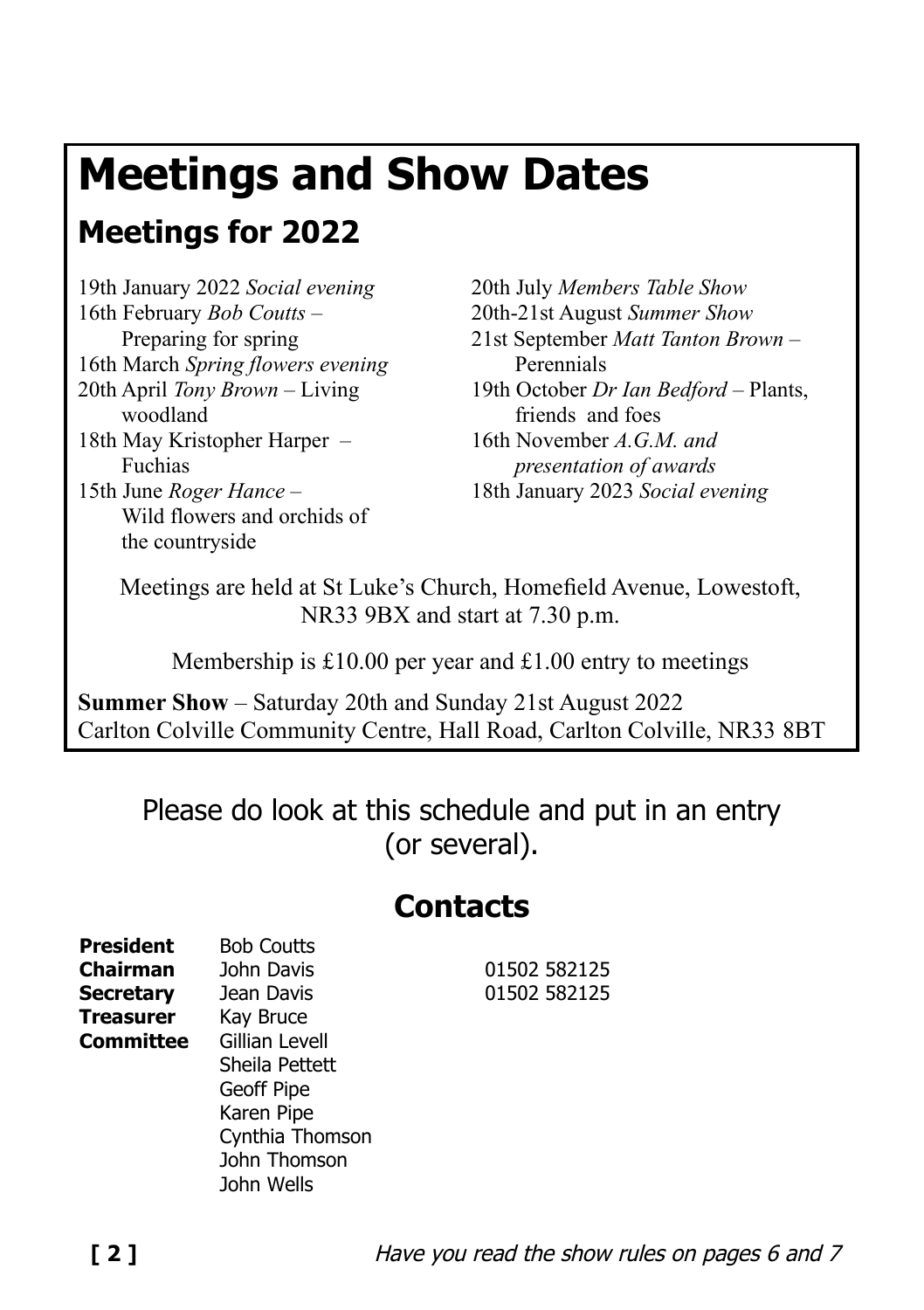# Meetings and Show Dates

## Meetings for 2022

19th January 2022 *Social evening*
16th February *Bob Coutts* – Preparing for spring
16th March *Spring flowers evening*
20th April *Tony Brown* – Living woodland
18th May Kristopher Harper – Fuchias
15th June *Roger Hance* – Wild flowers and orchids of the countryside
20th July *Members Table Show*
20th-21st August *Summer Show*
21st September *Matt Tanton Brown* – Perennials
19th October *Dr Ian Bedford* – Plants, friends and foes
16th November *A.G.M. and presentation of awards*
18th January 2023 *Social evening*

Meetings are held at St Luke's Church, Homefield Avenue, Lowestoft, NR33 9BX and start at 7.30 p.m.

Membership is £10.00 per year and £1.00 entry to meetings

**Summer Show** – Saturday 20th and Sunday 21st August 2022
Carlton Colville Community Centre, Hall Road, Carlton Colville, NR33 8BT

Please do look at this schedule and put in an entry (or several).

## Contacts

| | | |
|---|---|---|
| **President** | Bob Coutts | |
| **Chairman** | John Davis | 01502 582125 |
| **Secretary** | Jean Davis | 01502 582125 |
| **Treasurer** | Kay Bruce | |
| **Committee** | Gillian Levell | |
| | Sheila Pettett | |
| | Geoff Pipe | |
| | Karen Pipe | |
| | Cynthia Thomson | |
| | John Thomson | |
| | John Wells | |

*Have you read the show rules on pages 6 and 7*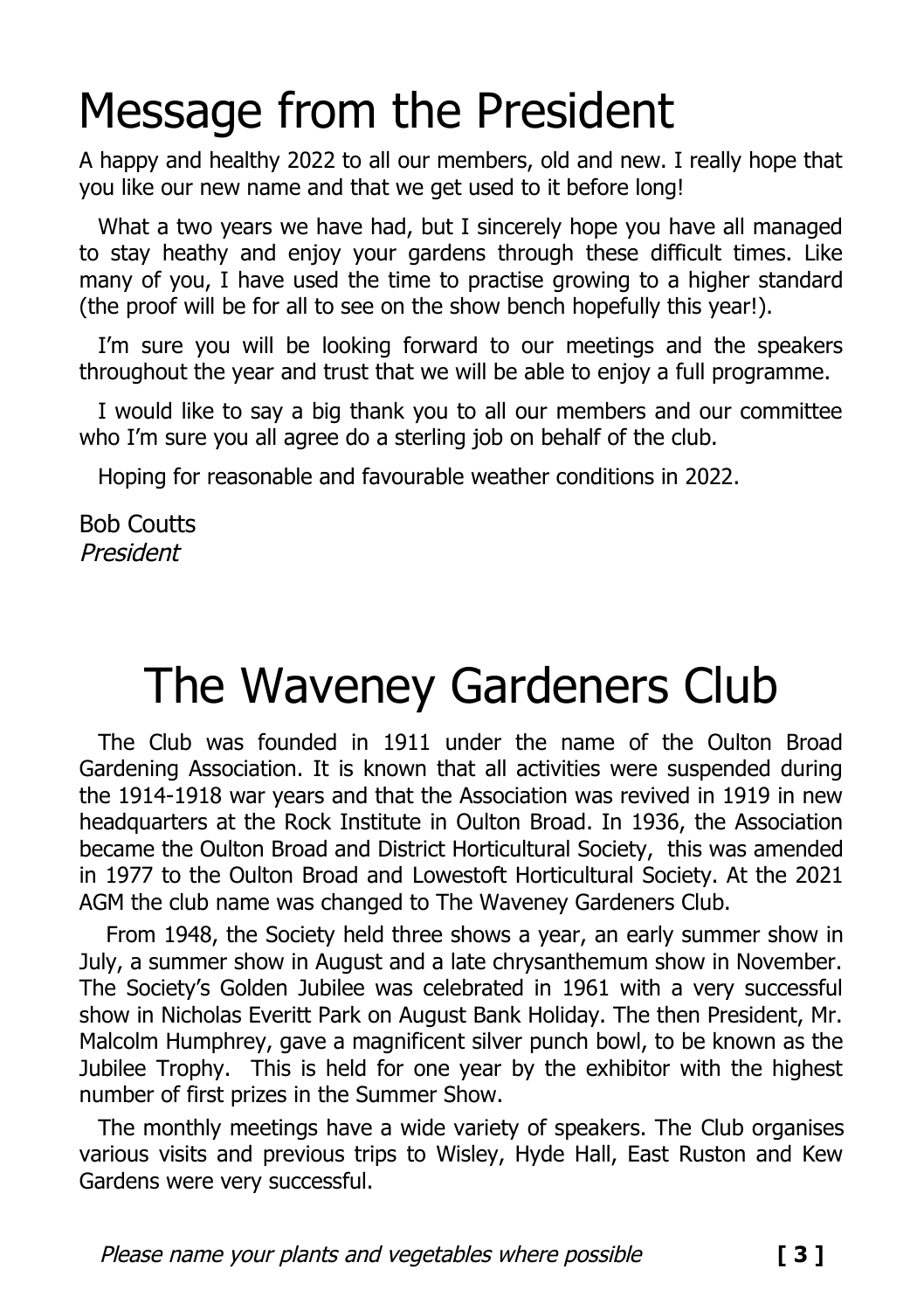# Message from the President

A happy and healthy 2022 to all our members, old and new. I really hope that you like our new name and that we get used to it before long!

What a two years we have had, but I sincerely hope you have all managed to stay heathy and enjoy your gardens through these difficult times. Like many of you, I have used the time to practise growing to a higher standard (the proof will be for all to see on the show bench hopefully this year!).

I'm sure you will be looking forward to our meetings and the speakers throughout the year and trust that we will be able to enjoy a full programme.

I would like to say a big thank you to all our members and our committee who I'm sure you all agree do a sterling job on behalf of the club.

Hoping for reasonable and favourable weather conditions in 2022.

Bob Coutts
*President*

# The Waveney Gardeners Club

The Club was founded in 1911 under the name of the Oulton Broad Gardening Association. It is known that all activities were suspended during the 1914-1918 war years and that the Association was revived in 1919 in new headquarters at the Rock Institute in Oulton Broad. In 1936, the Association became the Oulton Broad and District Horticultural Society, this was amended in 1977 to the Oulton Broad and Lowestoft Horticultural Society. At the 2021 AGM the club name was changed to The Waveney Gardeners Club.

From 1948, the Society held three shows a year, an early summer show in July, a summer show in August and a late chrysanthemum show in November. The Society's Golden Jubilee was celebrated in 1961 with a very successful show in Nicholas Everitt Park on August Bank Holiday. The then President, Mr. Malcolm Humphrey, gave a magnificent silver punch bowl, to be known as the Jubilee Trophy. This is held for one year by the exhibitor with the highest number of first prizes in the Summer Show.

The monthly meetings have a wide variety of speakers. The Club organises various visits and previous trips to Wisley, Hyde Hall, East Ruston and Kew Gardens were very successful.

*Please name your plants and vegetables where possible*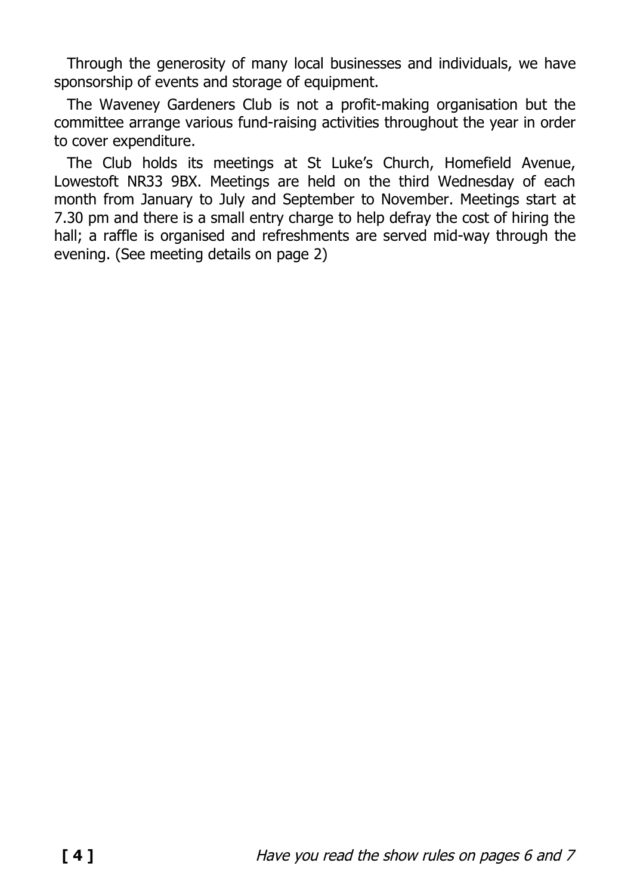Through the generosity of many local businesses and individuals, we have sponsorship of events and storage of equipment.

The Waveney Gardeners Club is not a profit-making organisation but the committee arrange various fund-raising activities throughout the year in order to cover expenditure.

The Club holds its meetings at St Luke's Church, Homefield Avenue, Lowestoft NR33 9BX. Meetings are held on the third Wednesday of each month from January to July and September to November. Meetings start at 7.30 pm and there is a small entry charge to help defray the cost of hiring the hall; a raffle is organised and refreshments are served mid-way through the evening. (See meeting details on page 2)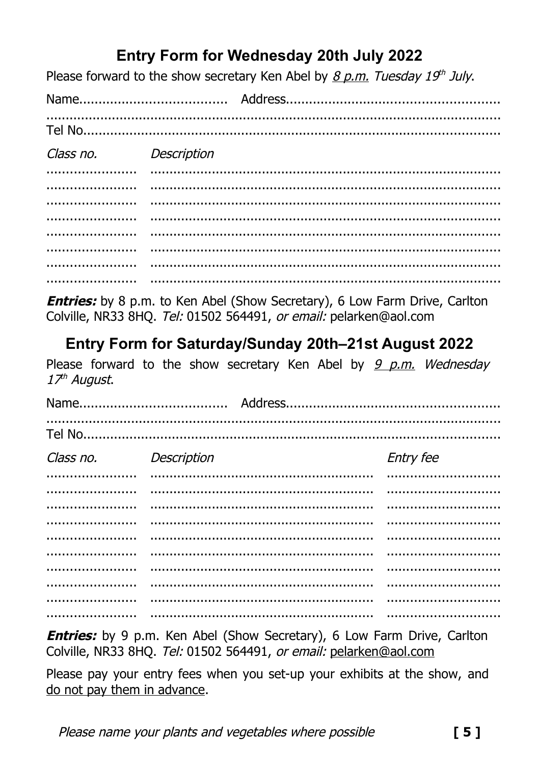## Entry Form for Wednesday 20th July 2022

Please forward to the show secretary Ken Abel by *8 p.m. Tuesday 19th July*.

Name.................................... Address....................................................

..........................................................................................................

Tel No...................................................................................................

| *Class no.* | *Description* |
|---|---|
| ...................... | ........................................................................... |
| ...................... | ........................................................................... |
| ...................... | ........................................................................... |
| ...................... | ........................................................................... |
| ...................... | ........................................................................... |
| ...................... | ........................................................................... |
| ...................... | ........................................................................... |
| ...................... | ........................................................................... |

***Entries:*** by 8 p.m. to Ken Abel (Show Secretary), 6 Low Farm Drive, Carlton Colville, NR33 8HQ. *Tel:* 01502 564491, *or email:* pelarken@aol.com

## Entry Form for Saturday/Sunday 20th–21st August 2022

Please forward to the show secretary Ken Abel by *9 p.m. Wednesday 17th August*.

Name.................................... Address....................................................

..........................................................................................................

Tel No...................................................................................................

| *Class no.* | *Description* | *Entry fee* |
|---|---|---|
| ...................... | ....................................................... | ............................ |
| ...................... | ....................................................... | ............................ |
| ...................... | ....................................................... | ............................ |
| ...................... | ....................................................... | ............................ |
| ...................... | ....................................................... | ............................ |
| ...................... | ....................................................... | ............................ |
| ...................... | ....................................................... | ............................ |
| ...................... | ....................................................... | ............................ |
| ...................... | ....................................................... | ............................ |
| ...................... | ....................................................... | ............................ |

***Entries:*** by 9 p.m. Ken Abel (Show Secretary), 6 Low Farm Drive, Carlton Colville, NR33 8HQ. *Tel:* 01502 564491, *or email:* pelarken@aol.com

Please pay your entry fees when you set-up your exhibits at the show, and do not pay them in advance.

*Please name your plants and vegetables where possible*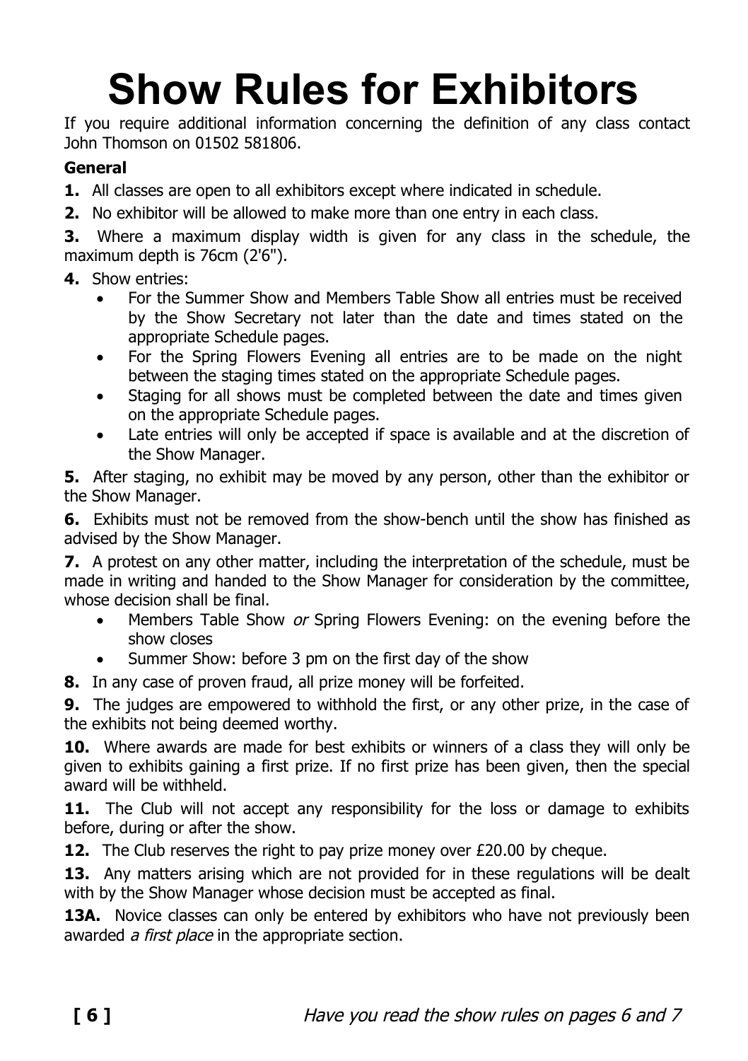# Show Rules for Exhibitors

If you require additional information concerning the definition of any class contact John Thomson on 01502 581806.

**General**

**1.** All classes are open to all exhibitors except where indicated in schedule.

**2.** No exhibitor will be allowed to make more than one entry in each class.

**3.** Where a maximum display width is given for any class in the schedule, the maximum depth is 76cm (2'6").

**4.** Show entries:

- For the Summer Show and Members Table Show all entries must be received by the Show Secretary not later than the date and times stated on the appropriate Schedule pages.
- For the Spring Flowers Evening all entries are to be made on the night between the staging times stated on the appropriate Schedule pages.
- Staging for all shows must be completed between the date and times given on the appropriate Schedule pages.
- Late entries will only be accepted if space is available and at the discretion of the Show Manager.

**5.** After staging, no exhibit may be moved by any person, other than the exhibitor or the Show Manager.

**6.** Exhibits must not be removed from the show-bench until the show has finished as advised by the Show Manager.

**7.** A protest on any other matter, including the interpretation of the schedule, must be made in writing and handed to the Show Manager for consideration by the committee, whose decision shall be final.

- Members Table Show *or* Spring Flowers Evening: on the evening before the show closes
- Summer Show: before 3 pm on the first day of the show

**8.** In any case of proven fraud, all prize money will be forfeited.

**9.** The judges are empowered to withhold the first, or any other prize, in the case of the exhibits not being deemed worthy.

**10.** Where awards are made for best exhibits or winners of a class they will only be given to exhibits gaining a first prize. If no first prize has been given, then the special award will be withheld.

**11.** The Club will not accept any responsibility for the loss or damage to exhibits before, during or after the show.

**12.** The Club reserves the right to pay prize money over £20.00 by cheque.

**13.** Any matters arising which are not provided for in these regulations will be dealt with by the Show Manager whose decision must be accepted as final.

**13A.** Novice classes can only be entered by exhibitors who have not previously been awarded *a first place* in the appropriate section.

*Have you read the show rules on pages 6 and 7*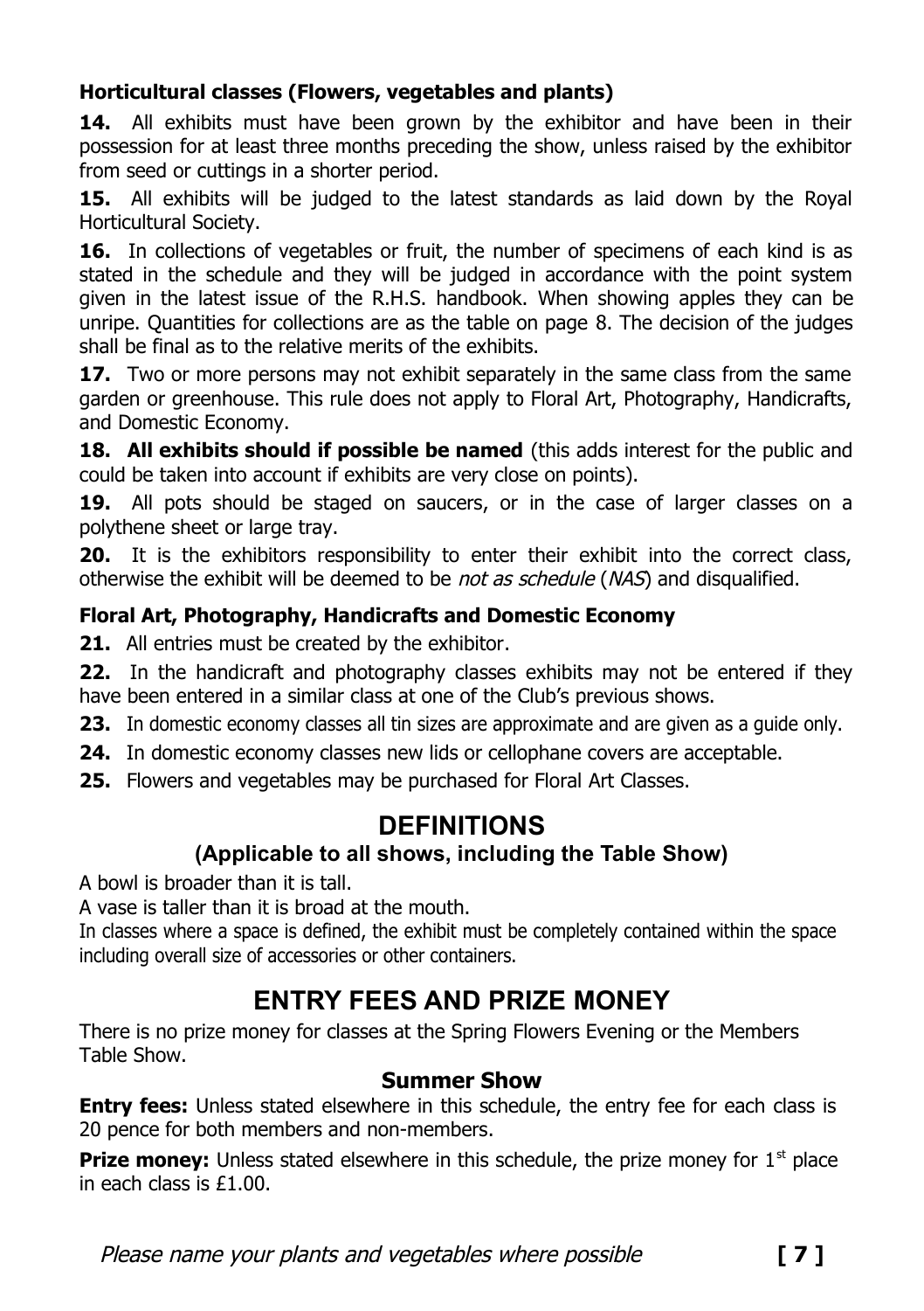### Horticultural classes (Flowers, vegetables and plants)

**14.** All exhibits must have been grown by the exhibitor and have been in their possession for at least three months preceding the show, unless raised by the exhibitor from seed or cuttings in a shorter period.

**15.** All exhibits will be judged to the latest standards as laid down by the Royal Horticultural Society.

**16.** In collections of vegetables or fruit, the number of specimens of each kind is as stated in the schedule and they will be judged in accordance with the point system given in the latest issue of the R.H.S. handbook. When showing apples they can be unripe. Quantities for collections are as the table on page 8. The decision of the judges shall be final as to the relative merits of the exhibits.

**17.** Two or more persons may not exhibit separately in the same class from the same garden or greenhouse. This rule does not apply to Floral Art, Photography, Handicrafts, and Domestic Economy.

**18. All exhibits should if possible be named** (this adds interest for the public and could be taken into account if exhibits are very close on points).

**19.** All pots should be staged on saucers, or in the case of larger classes on a polythene sheet or large tray.

**20.** It is the exhibitors responsibility to enter their exhibit into the correct class, otherwise the exhibit will be deemed to be *not as schedule* (*NAS*) and disqualified.

### Floral Art, Photography, Handicrafts and Domestic Economy

**21.** All entries must be created by the exhibitor.

**22.** In the handicraft and photography classes exhibits may not be entered if they have been entered in a similar class at one of the Club's previous shows.

**23.** In domestic economy classes all tin sizes are approximate and are given as a guide only.

**24.** In domestic economy classes new lids or cellophane covers are acceptable.

**25.** Flowers and vegetables may be purchased for Floral Art Classes.

## DEFINITIONS

### (Applicable to all shows, including the Table Show)

A bowl is broader than it is tall.

A vase is taller than it is broad at the mouth.

In classes where a space is defined, the exhibit must be completely contained within the space including overall size of accessories or other containers.

## ENTRY FEES AND PRIZE MONEY

There is no prize money for classes at the Spring Flowers Evening or the Members Table Show.

### Summer Show

**Entry fees:** Unless stated elsewhere in this schedule, the entry fee for each class is 20 pence for both members and non-members.

**Prize money:** Unless stated elsewhere in this schedule, the prize money for 1st place in each class is £1.00.

*Please name your plants and vegetables where possible*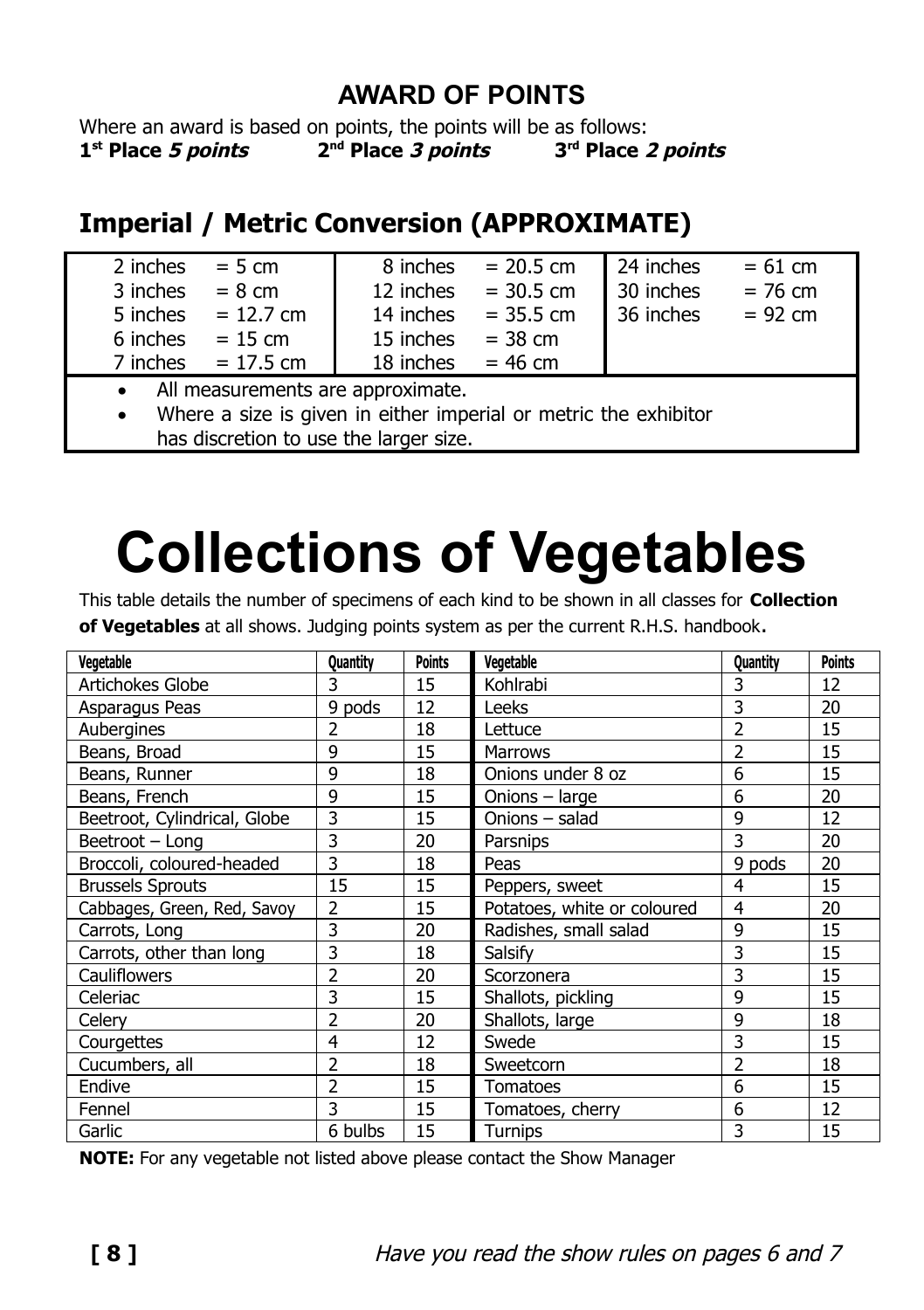## AWARD OF POINTS

Where an award is based on points, the points will be as follows:
**1st Place *5 points*** **2nd Place *3 points*** **3rd Place *2 points***

## Imperial / Metric Conversion (APPROXIMATE)

| | | | | | |
|---|---|---|---|---|---|
| 2 inches | = 5 cm | 8 inches | = 20.5 cm | 24 inches | = 61 cm |
| 3 inches | = 8 cm | 12 inches | = 30.5 cm | 30 inches | = 76 cm |
| 5 inches | = 12.7 cm | 14 inches | = 35.5 cm | 36 inches | = 92 cm |
| 6 inches | = 15 cm | 15 inches | = 38 cm | | |
| 7 inches | = 17.5 cm | 18 inches | = 46 cm | | |

- All measurements are approximate.
- Where a size is given in either imperial or metric the exhibitor has discretion to use the larger size.

# Collections of Vegetables

This table details the number of specimens of each kind to be shown in all classes for **Collection of Vegetables** at all shows. Judging points system as per the current R.H.S. handbook**.**

| Vegetable | Quantity | Points | Vegetable | Quantity | Points |
|---|---|---|---|---|---|
| Artichokes Globe | 3 | 15 | Kohlrabi | 3 | 12 |
| Asparagus Peas | 9 pods | 12 | Leeks | 3 | 20 |
| Aubergines | 2 | 18 | Lettuce | 2 | 15 |
| Beans, Broad | 9 | 15 | Marrows | 2 | 15 |
| Beans, Runner | 9 | 18 | Onions under 8 oz | 6 | 15 |
| Beans, French | 9 | 15 | Onions – large | 6 | 20 |
| Beetroot, Cylindrical, Globe | 3 | 15 | Onions – salad | 9 | 12 |
| Beetroot – Long | 3 | 20 | Parsnips | 3 | 20 |
| Broccoli, coloured-headed | 3 | 18 | Peas | 9 pods | 20 |
| Brussels Sprouts | 15 | 15 | Peppers, sweet | 4 | 15 |
| Cabbages, Green, Red, Savoy | 2 | 15 | Potatoes, white or coloured | 4 | 20 |
| Carrots, Long | 3 | 20 | Radishes, small salad | 9 | 15 |
| Carrots, other than long | 3 | 18 | Salsify | 3 | 15 |
| Cauliflowers | 2 | 20 | Scorzonera | 3 | 15 |
| Celeriac | 3 | 15 | Shallots, pickling | 9 | 15 |
| Celery | 2 | 20 | Shallots, large | 9 | 18 |
| Courgettes | 4 | 12 | Swede | 3 | 15 |
| Cucumbers, all | 2 | 18 | Sweetcorn | 2 | 18 |
| Endive | 2 | 15 | Tomatoes | 6 | 15 |
| Fennel | 3 | 15 | Tomatoes, cherry | 6 | 12 |
| Garlic | 6 bulbs | 15 | Turnips | 3 | 15 |

**NOTE:** For any vegetable not listed above please contact the Show Manager

*Have you read the show rules on pages 6 and 7*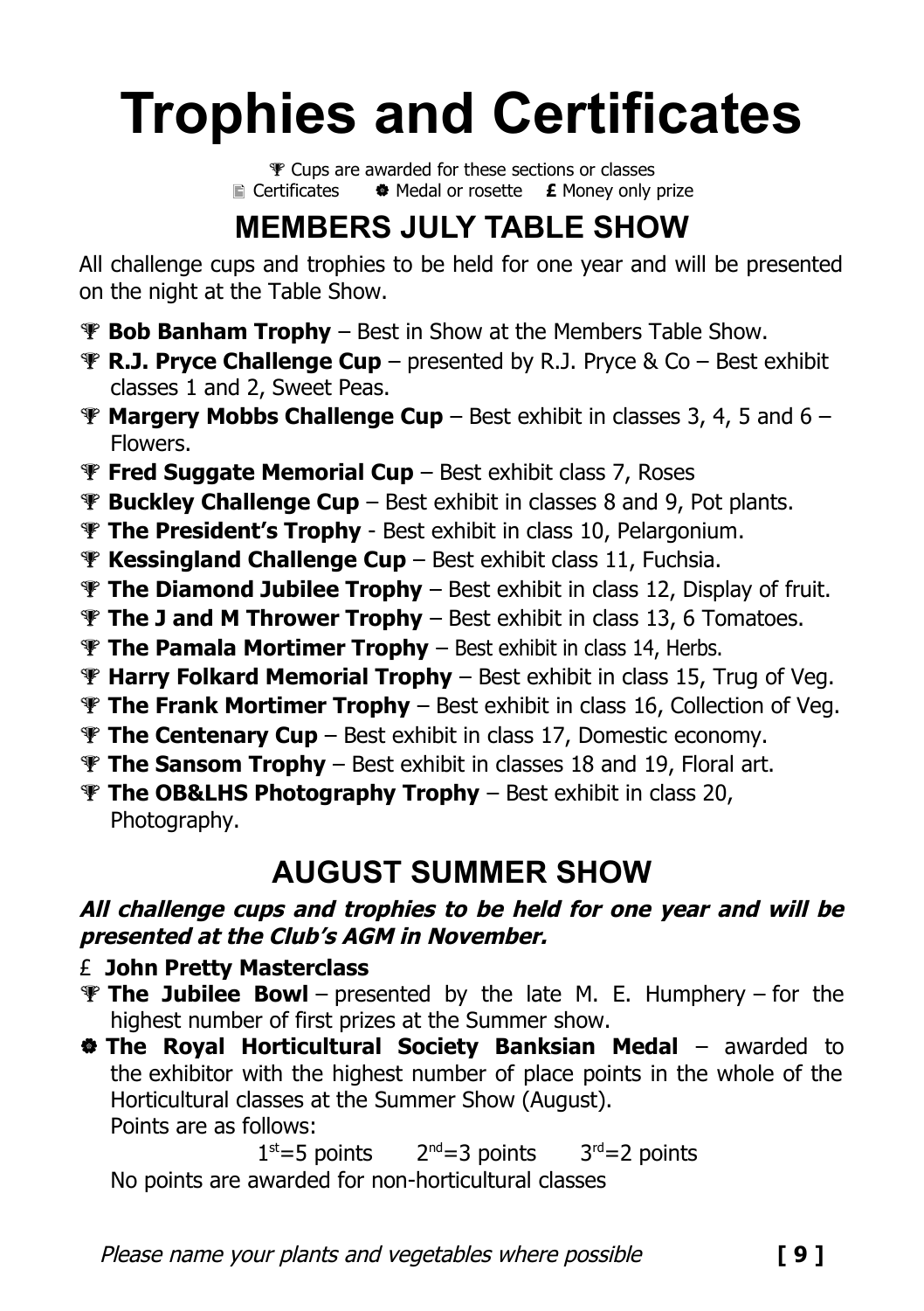# Trophies and Certificates

🏆 Cups are awarded for these sections or classes
📄 Certificates ❁ Medal or rosette **£** Money only prize

## MEMBERS JULY TABLE SHOW

All challenge cups and trophies to be held for one year and will be presented on the night at the Table Show.

- 🏆 **Bob Banham Trophy** – Best in Show at the Members Table Show.
- 🏆 **R.J. Pryce Challenge Cup** – presented by R.J. Pryce & Co – Best exhibit classes 1 and 2, Sweet Peas.
- 🏆 **Margery Mobbs Challenge Cup** – Best exhibit in classes 3, 4, 5 and 6 – Flowers.
- 🏆 **Fred Suggate Memorial Cup** – Best exhibit class 7, Roses
- 🏆 **Buckley Challenge Cup** – Best exhibit in classes 8 and 9, Pot plants.
- 🏆 **The President's Trophy** - Best exhibit in class 10, Pelargonium.
- 🏆 **Kessingland Challenge Cup** – Best exhibit class 11, Fuchsia.
- 🏆 **The Diamond Jubilee Trophy** – Best exhibit in class 12, Display of fruit.
- 🏆 **The J and M Thrower Trophy** – Best exhibit in class 13, 6 Tomatoes.
- 🏆 **The Pamala Mortimer Trophy** – Best exhibit in class 14, Herbs.
- 🏆 **Harry Folkard Memorial Trophy** – Best exhibit in class 15, Trug of Veg.
- 🏆 **The Frank Mortimer Trophy** – Best exhibit in class 16, Collection of Veg.
- 🏆 **The Centenary Cup** – Best exhibit in class 17, Domestic economy.
- 🏆 **The Sansom Trophy** – Best exhibit in classes 18 and 19, Floral art.
- 🏆 **The OB&LHS Photography Trophy** – Best exhibit in class 20, Photography.

## AUGUST SUMMER SHOW

***All challenge cups and trophies to be held for one year and will be presented at the Club's AGM in November.***

- £ **John Pretty Masterclass**
- 🏆 **The Jubilee Bowl** – presented by the late M. E. Humphery – for the highest number of first prizes at the Summer show.
- ❁ **The Royal Horticultural Society Banksian Medal** – awarded to the exhibitor with the highest number of place points in the whole of the Horticultural classes at the Summer Show (August).
  Points are as follows:
  1st=5 points 2nd=3 points 3rd=2 points
  No points are awarded for non-horticultural classes

*Please name your plants and vegetables where possible*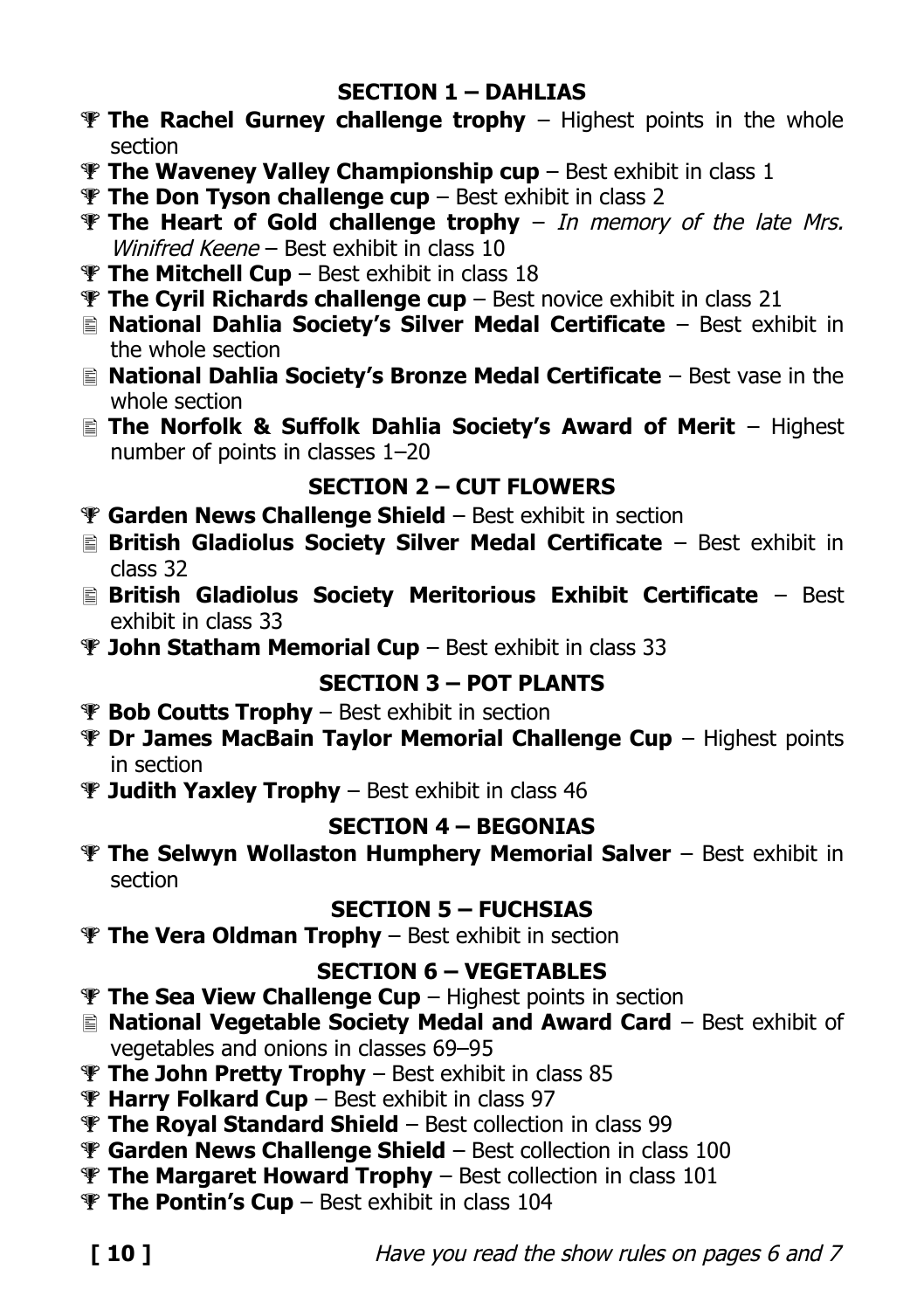## SECTION 1 – DAHLIAS

- 🏆 **The Rachel Gurney challenge trophy** – Highest points in the whole section
- 🏆 **The Waveney Valley Championship cup** – Best exhibit in class 1
- 🏆 **The Don Tyson challenge cup** – Best exhibit in class 2
- 🏆 **The Heart of Gold challenge trophy** – *In memory of the late Mrs. Winifred Keene* – Best exhibit in class 10
- 🏆 **The Mitchell Cup** – Best exhibit in class 18
- 🏆 **The Cyril Richards challenge cup** – Best novice exhibit in class 21
- 📄 **National Dahlia Society's Silver Medal Certificate** – Best exhibit in the whole section
- 📄 **National Dahlia Society's Bronze Medal Certificate** – Best vase in the whole section
- 📄 **The Norfolk & Suffolk Dahlia Society's Award of Merit** – Highest number of points in classes 1–20

## SECTION 2 – CUT FLOWERS

- 🏆 **Garden News Challenge Shield** – Best exhibit in section
- 📄 **British Gladiolus Society Silver Medal Certificate** – Best exhibit in class 32
- 📄 **British Gladiolus Society Meritorious Exhibit Certificate** – Best exhibit in class 33
- 🏆 **John Statham Memorial Cup** – Best exhibit in class 33

## SECTION 3 – POT PLANTS

- 🏆 **Bob Coutts Trophy** – Best exhibit in section
- 🏆 **Dr James MacBain Taylor Memorial Challenge Cup** – Highest points in section
- 🏆 **Judith Yaxley Trophy** – Best exhibit in class 46

## SECTION 4 – BEGONIAS

- 🏆 **The Selwyn Wollaston Humphery Memorial Salver** – Best exhibit in section

## SECTION 5 – FUCHSIAS

- 🏆 **The Vera Oldman Trophy** – Best exhibit in section

## SECTION 6 – VEGETABLES

- 🏆 **The Sea View Challenge Cup** – Highest points in section
- 📄 **National Vegetable Society Medal and Award Card** – Best exhibit of vegetables and onions in classes 69–95
- 🏆 **The John Pretty Trophy** – Best exhibit in class 85
- 🏆 **Harry Folkard Cup** – Best exhibit in class 97
- 🏆 **The Royal Standard Shield** – Best collection in class 99
- 🏆 **Garden News Challenge Shield** – Best collection in class 100
- 🏆 **The Margaret Howard Trophy** – Best collection in class 101
- 🏆 **The Pontin's Cup** – Best exhibit in class 104

*Have you read the show rules on pages 6 and 7*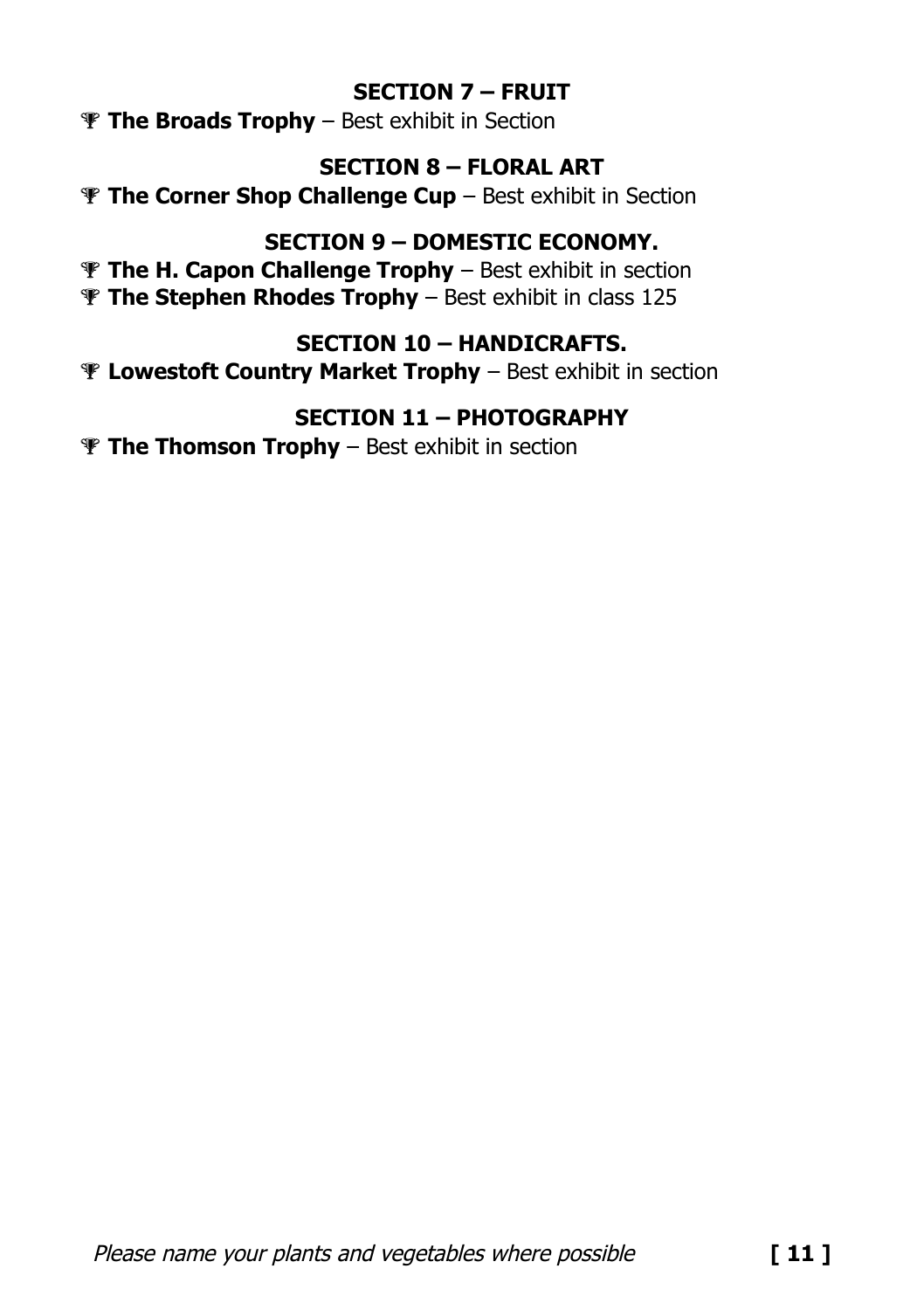## SECTION 7 – FRUIT

🏆 **The Broads Trophy** – Best exhibit in Section

## SECTION 8 – FLORAL ART

🏆 **The Corner Shop Challenge Cup** – Best exhibit in Section

## SECTION 9 – DOMESTIC ECONOMY.

🏆 **The H. Capon Challenge Trophy** – Best exhibit in section
🏆 **The Stephen Rhodes Trophy** – Best exhibit in class 125

## SECTION 10 – HANDICRAFTS.

🏆 **Lowestoft Country Market Trophy** – Best exhibit in section

## SECTION 11 – PHOTOGRAPHY

🏆 **The Thomson Trophy** – Best exhibit in section

*Please name your plants and vegetables where possible*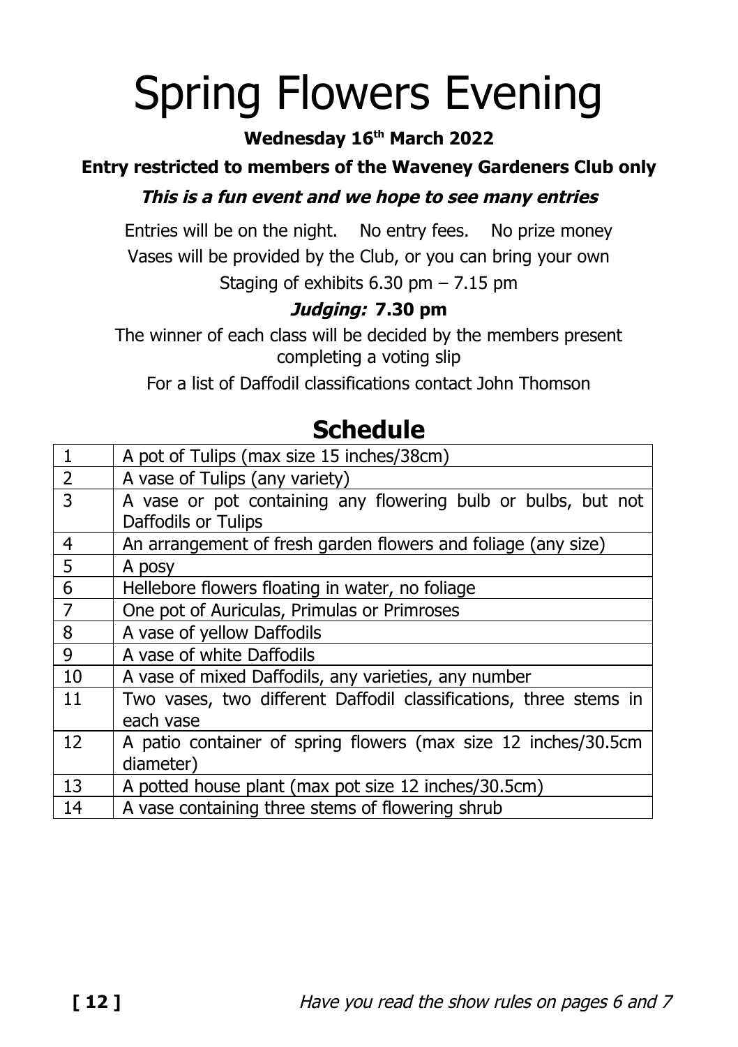# Spring Flowers Evening

**Wednesday 16th March 2022**

**Entry restricted to members of the Waveney Gardeners Club only**

***This is a fun event and we hope to see many entries***

Entries will be on the night. No entry fees. No prize money

Vases will be provided by the Club, or you can bring your own

Staging of exhibits 6.30 pm – 7.15 pm

***Judging:* 7.30 pm**

The winner of each class will be decided by the members present completing a voting slip

For a list of Daffodil classifications contact John Thomson

## Schedule

| | |
|---|---|
| 1 | A pot of Tulips (max size 15 inches/38cm) |
| 2 | A vase of Tulips (any variety) |
| 3 | A vase or pot containing any flowering bulb or bulbs, but not Daffodils or Tulips |
| 4 | An arrangement of fresh garden flowers and foliage (any size) |
| 5 | A posy |
| 6 | Hellebore flowers floating in water, no foliage |
| 7 | One pot of Auriculas, Primulas or Primroses |
| 8 | A vase of yellow Daffodils |
| 9 | A vase of white Daffodils |
| 10 | A vase of mixed Daffodils, any varieties, any number |
| 11 | Two vases, two different Daffodil classifications, three stems in each vase |
| 12 | A patio container of spring flowers (max size 12 inches/30.5cm diameter) |
| 13 | A potted house plant (max pot size 12 inches/30.5cm) |
| 14 | A vase containing three stems of flowering shrub |

*Have you read the show rules on pages 6 and 7*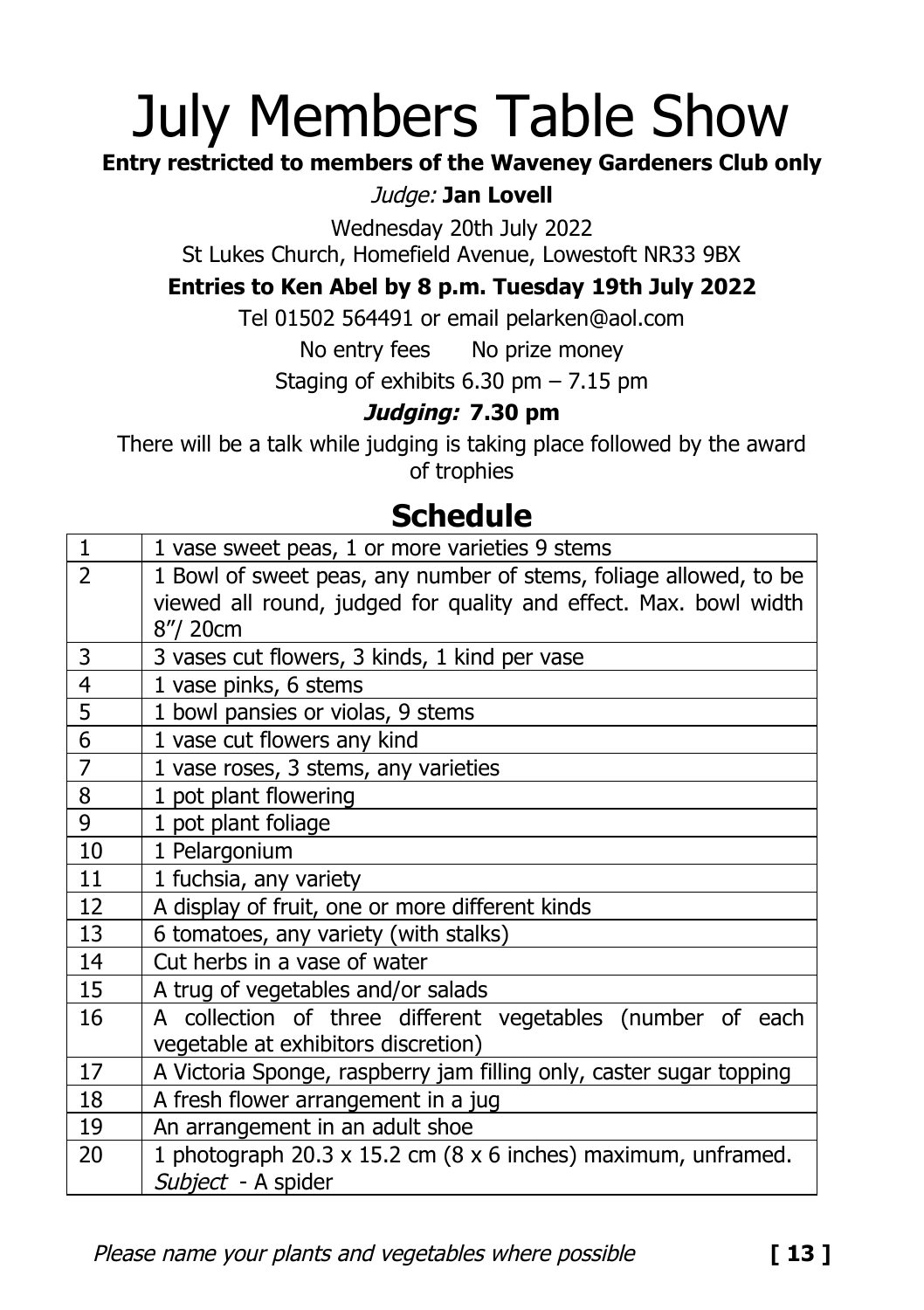# July Members Table Show

**Entry restricted to members of the Waveney Gardeners Club only**

*Judge:* **Jan Lovell**

Wednesday 20th July 2022

St Lukes Church, Homefield Avenue, Lowestoft NR33 9BX

**Entries to Ken Abel by 8 p.m. Tuesday 19th July 2022**

Tel 01502 564491 or email pelarken@aol.com

No entry fees  No prize money

Staging of exhibits 6.30 pm – 7.15 pm

***Judging:* 7.30 pm**

There will be a talk while judging is taking place followed by the award of trophies

## Schedule

| | |
|---|---|
| 1 | 1 vase sweet peas, 1 or more varieties 9 stems |
| 2 | 1 Bowl of sweet peas, any number of stems, foliage allowed, to be viewed all round, judged for quality and effect. Max. bowl width 8"/ 20cm |
| 3 | 3 vases cut flowers, 3 kinds, 1 kind per vase |
| 4 | 1 vase pinks, 6 stems |
| 5 | 1 bowl pansies or violas, 9 stems |
| 6 | 1 vase cut flowers any kind |
| 7 | 1 vase roses, 3 stems, any varieties |
| 8 | 1 pot plant flowering |
| 9 | 1 pot plant foliage |
| 10 | 1 Pelargonium |
| 11 | 1 fuchsia, any variety |
| 12 | A display of fruit, one or more different kinds |
| 13 | 6 tomatoes, any variety (with stalks) |
| 14 | Cut herbs in a vase of water |
| 15 | A trug of vegetables and/or salads |
| 16 | A collection of three different vegetables (number of each vegetable at exhibitors discretion) |
| 17 | A Victoria Sponge, raspberry jam filling only, caster sugar topping |
| 18 | A fresh flower arrangement in a jug |
| 19 | An arrangement in an adult shoe |
| 20 | 1 photograph 20.3 x 15.2 cm (8 x 6 inches) maximum, unframed. *Subject* - A spider |

*Please name your plants and vegetables where possible*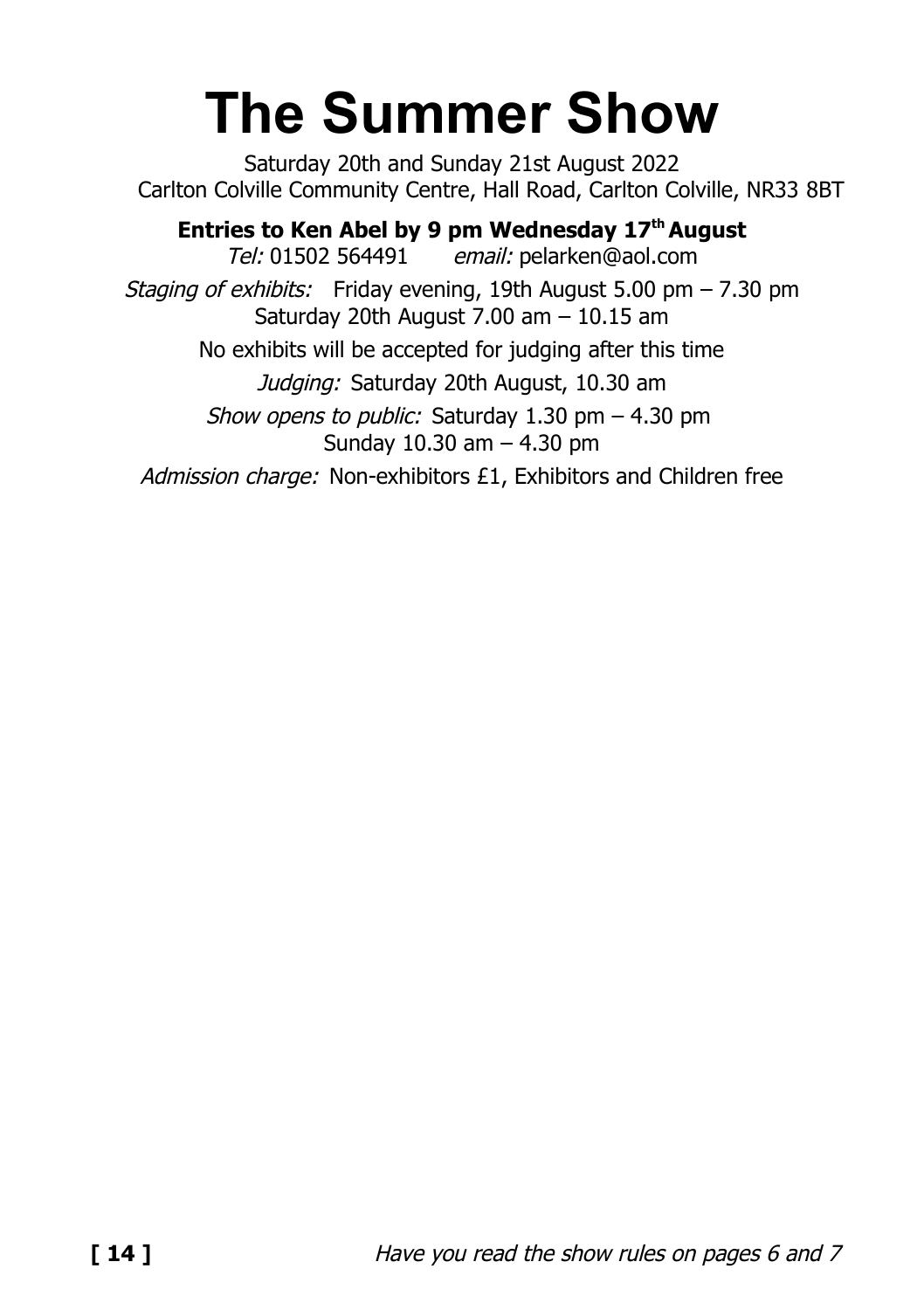# The Summer Show

Saturday 20th and Sunday 21st August 2022
Carlton Colville Community Centre, Hall Road, Carlton Colville, NR33 8BT

**Entries to Ken Abel by 9 pm Wednesday 17th August**

*Tel:* 01502 564491 *email:* pelarken@aol.com

*Staging of exhibits:* Friday evening, 19th August 5.00 pm – 7.30 pm
Saturday 20th August 7.00 am – 10.15 am

No exhibits will be accepted for judging after this time

*Judging:* Saturday 20th August, 10.30 am

*Show opens to public:* Saturday 1.30 pm – 4.30 pm
Sunday 10.30 am – 4.30 pm

*Admission charge:* Non-exhibitors £1, Exhibitors and Children free

*Have you read the show rules on pages 6 and 7*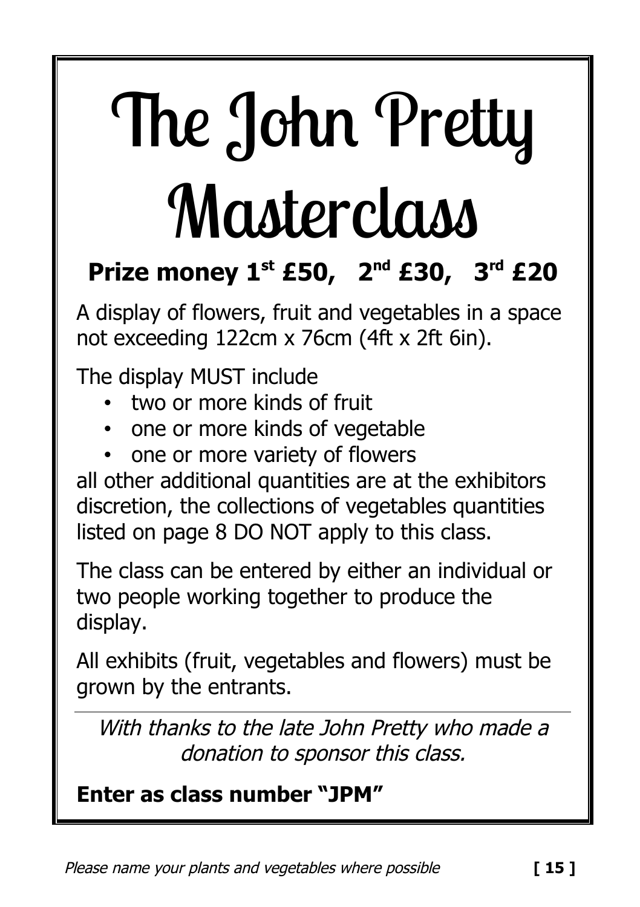# The John Pretty Masterclass

## Prize money 1st £50, 2nd £30, 3rd £20

A display of flowers, fruit and vegetables in a space not exceeding 122cm x 76cm (4ft x 2ft 6in).

The display MUST include

- two or more kinds of fruit
- one or more kinds of vegetable
- one or more variety of flowers

all other additional quantities are at the exhibitors discretion, the collections of vegetables quantities listed on page 8 DO NOT apply to this class.

The class can be entered by either an individual or two people working together to produce the display.

All exhibits (fruit, vegetables and flowers) must be grown by the entrants.

---

*With thanks to the late John Pretty who made a donation to sponsor this class.*

**Enter as class number "JPM"**

*Please name your plants and vegetables where possible*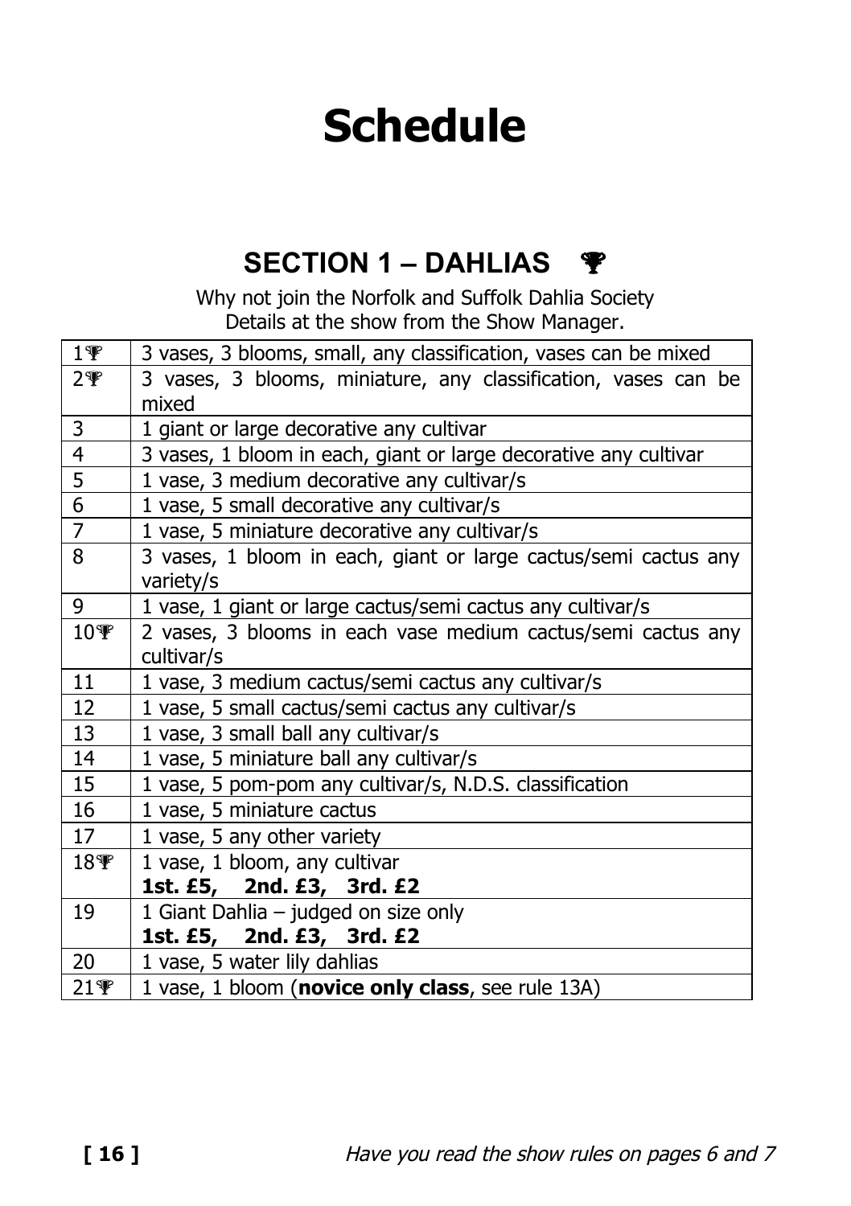# Schedule

## SECTION 1 – DAHLIAS 🏆

Why not join the Norfolk and Suffolk Dahlia Society
Details at the show from the Show Manager.

| | |
|---|---|
| 1🏆 | 3 vases, 3 blooms, small, any classification, vases can be mixed |
| 2🏆 | 3 vases, 3 blooms, miniature, any classification, vases can be mixed |
| 3 | 1 giant or large decorative any cultivar |
| 4 | 3 vases, 1 bloom in each, giant or large decorative any cultivar |
| 5 | 1 vase, 3 medium decorative any cultivar/s |
| 6 | 1 vase, 5 small decorative any cultivar/s |
| 7 | 1 vase, 5 miniature decorative any cultivar/s |
| 8 | 3 vases, 1 bloom in each, giant or large cactus/semi cactus any variety/s |
| 9 | 1 vase, 1 giant or large cactus/semi cactus any cultivar/s |
| 10🏆 | 2 vases, 3 blooms in each vase medium cactus/semi cactus any cultivar/s |
| 11 | 1 vase, 3 medium cactus/semi cactus any cultivar/s |
| 12 | 1 vase, 5 small cactus/semi cactus any cultivar/s |
| 13 | 1 vase, 3 small ball any cultivar/s |
| 14 | 1 vase, 5 miniature ball any cultivar/s |
| 15 | 1 vase, 5 pom-pom any cultivar/s, N.D.S. classification |
| 16 | 1 vase, 5 miniature cactus |
| 17 | 1 vase, 5 any other variety |
| 18🏆 | 1 vase, 1 bloom, any cultivar **1st. £5, 2nd. £3, 3rd. £2** |
| 19 | 1 Giant Dahlia – judged on size only **1st. £5, 2nd. £3, 3rd. £2** |
| 20 | 1 vase, 5 water lily dahlias |
| 21🏆 | 1 vase, 1 bloom (**novice only class**, see rule 13A) |

*Have you read the show rules on pages 6 and 7*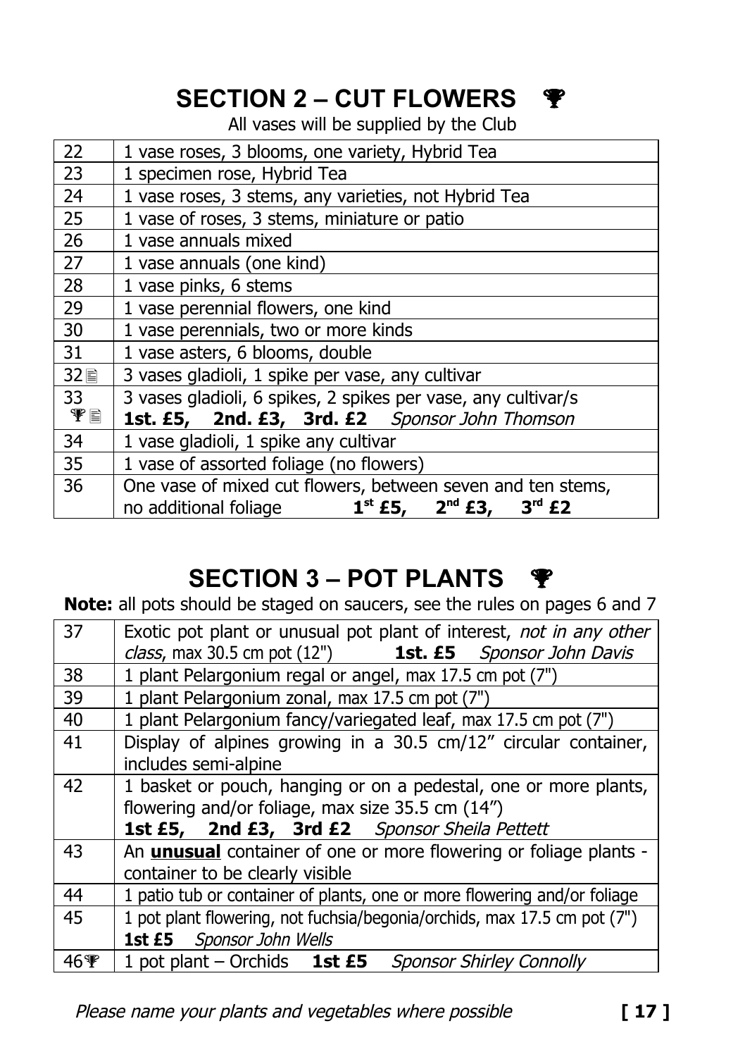## SECTION 2 – CUT FLOWERS 🏆

All vases will be supplied by the Club

| | |
|---|---|
| 22 | 1 vase roses, 3 blooms, one variety, Hybrid Tea |
| 23 | 1 specimen rose, Hybrid Tea |
| 24 | 1 vase roses, 3 stems, any varieties, not Hybrid Tea |
| 25 | 1 vase of roses, 3 stems, miniature or patio |
| 26 | 1 vase annuals mixed |
| 27 | 1 vase annuals (one kind) |
| 28 | 1 vase pinks, 6 stems |
| 29 | 1 vase perennial flowers, one kind |
| 30 | 1 vase perennials, two or more kinds |
| 31 | 1 vase asters, 6 blooms, double |
| 32 📄 | 3 vases gladioli, 1 spike per vase, any cultivar |
| 33 🏆 📄 | 3 vases gladioli, 6 spikes, 2 spikes per vase, any cultivar/s **1st. £5, 2nd. £3, 3rd. £2** *Sponsor John Thomson* |
| 34 | 1 vase gladioli, 1 spike any cultivar |
| 35 | 1 vase of assorted foliage (no flowers) |
| 36 | One vase of mixed cut flowers, between seven and ten stems, no additional foliage **1st £5, 2nd £3, 3rd £2** |

## SECTION 3 – POT PLANTS 🏆

**Note:** all pots should be staged on saucers, see the rules on pages 6 and 7

| | |
|---|---|
| 37 | Exotic pot plant or unusual pot plant of interest, *not in any other class*, max 30.5 cm pot (12") **1st. £5** *Sponsor John Davis* |
| 38 | 1 plant Pelargonium regal or angel, max 17.5 cm pot (7") |
| 39 | 1 plant Pelargonium zonal, max 17.5 cm pot (7") |
| 40 | 1 plant Pelargonium fancy/variegated leaf, max 17.5 cm pot (7") |
| 41 | Display of alpines growing in a 30.5 cm/12" circular container, includes semi-alpine |
| 42 | 1 basket or pouch, hanging or on a pedestal, one or more plants, flowering and/or foliage, max size 35.5 cm (14") **1st £5, 2nd £3, 3rd £2** *Sponsor Sheila Pettett* |
| 43 | An **unusual** container of one or more flowering or foliage plants - container to be clearly visible |
| 44 | 1 patio tub or container of plants, one or more flowering and/or foliage |
| 45 | 1 pot plant flowering, not fuchsia/begonia/orchids, max 17.5 cm pot (7") **1st £5** *Sponsor John Wells* |
| 46 🏆 | 1 pot plant – Orchids **1st £5** *Sponsor Shirley Connolly* |

*Please name your plants and vegetables where possible*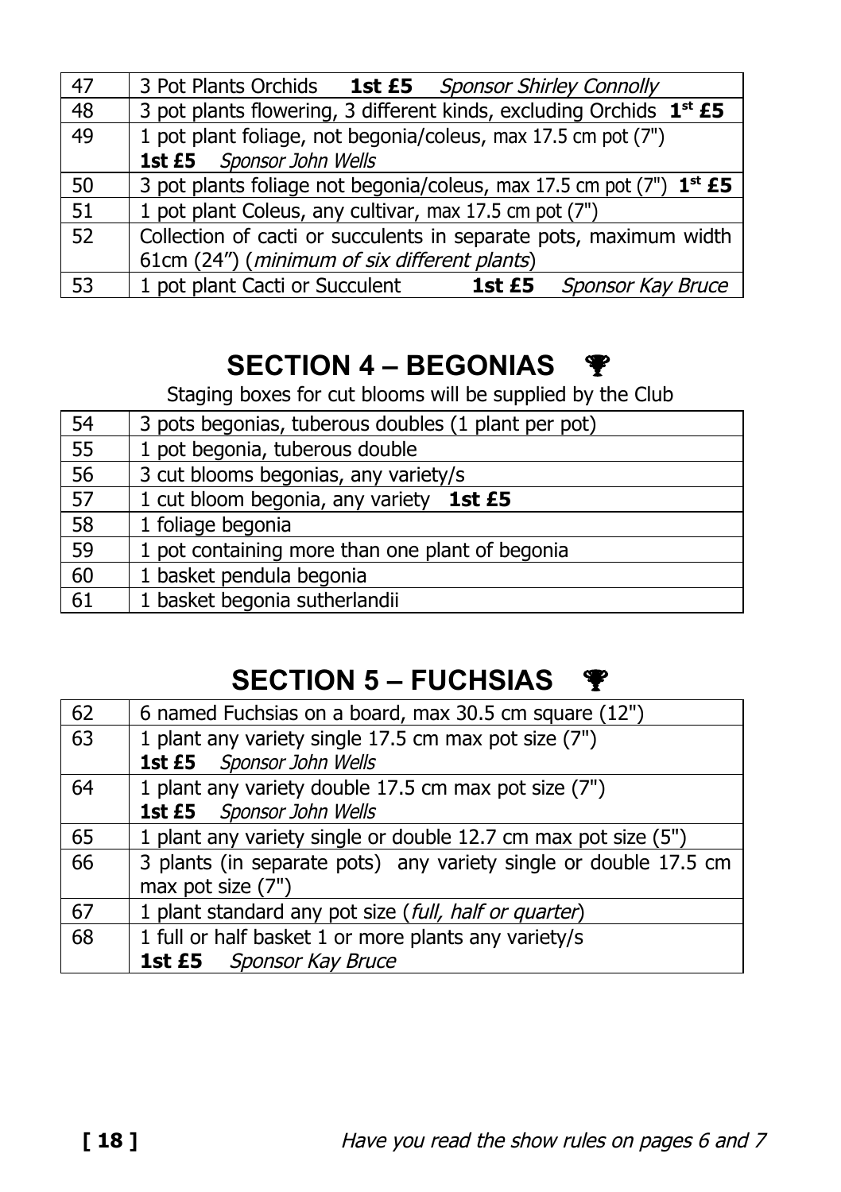| | |
|---|---|
| 47 | 3 Pot Plants Orchids **1st £5** *Sponsor Shirley Connolly* |
| 48 | 3 pot plants flowering, 3 different kinds, excluding Orchids **1st £5** |
| 49 | 1 pot plant foliage, not begonia/coleus, max 17.5 cm pot (7") **1st £5** *Sponsor John Wells* |
| 50 | 3 pot plants foliage not begonia/coleus, max 17.5 cm pot (7") **1st £5** |
| 51 | 1 pot plant Coleus, any cultivar, max 17.5 cm pot (7") |
| 52 | Collection of cacti or succulents in separate pots, maximum width 61cm (24") (*minimum of six different plants*) |
| 53 | 1 pot plant Cacti or Succulent **1st £5** *Sponsor Kay Bruce* |

## SECTION 4 – BEGONIAS 🏆

Staging boxes for cut blooms will be supplied by the Club

| | |
|---|---|
| 54 | 3 pots begonias, tuberous doubles (1 plant per pot) |
| 55 | 1 pot begonia, tuberous double |
| 56 | 3 cut blooms begonias, any variety/s |
| 57 | 1 cut bloom begonia, any variety **1st £5** |
| 58 | 1 foliage begonia |
| 59 | 1 pot containing more than one plant of begonia |
| 60 | 1 basket pendula begonia |
| 61 | 1 basket begonia sutherlandii |

## SECTION 5 – FUCHSIAS 🏆

| | |
|---|---|
| 62 | 6 named Fuchsias on a board, max 30.5 cm square (12") |
| 63 | 1 plant any variety single 17.5 cm max pot size (7") **1st £5** *Sponsor John Wells* |
| 64 | 1 plant any variety double 17.5 cm max pot size (7") **1st £5** *Sponsor John Wells* |
| 65 | 1 plant any variety single or double 12.7 cm max pot size (5") |
| 66 | 3 plants (in separate pots) any variety single or double 17.5 cm max pot size (7") |
| 67 | 1 plant standard any pot size (*full, half or quarter*) |
| 68 | 1 full or half basket 1 or more plants any variety/s **1st £5** *Sponsor Kay Bruce* |

*Have you read the show rules on pages 6 and 7*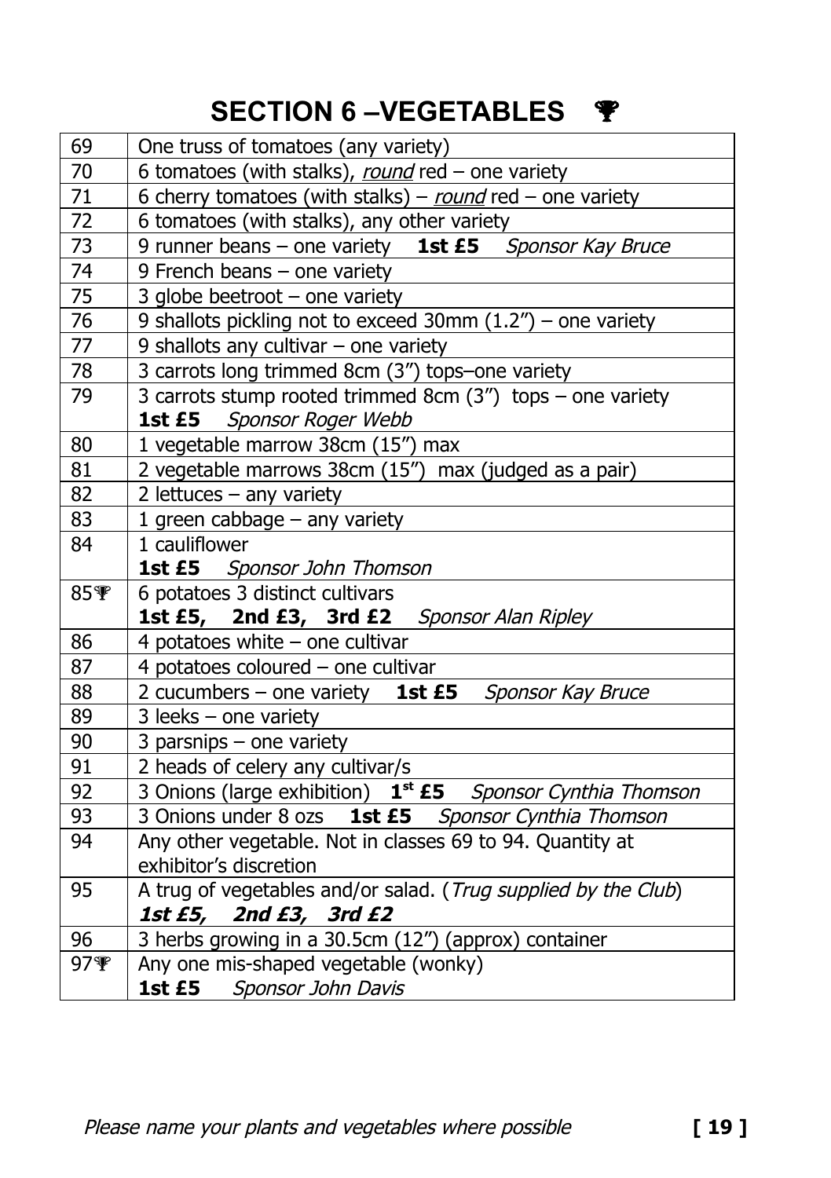# SECTION 6 –VEGETABLES 🏆

| | |
|---|---|
| 69 | One truss of tomatoes (any variety) |
| 70 | 6 tomatoes (with stalks), *round* red – one variety |
| 71 | 6 cherry tomatoes (with stalks) – *round* red – one variety |
| 72 | 6 tomatoes (with stalks), any other variety |
| 73 | 9 runner beans – one variety **1st £5** *Sponsor Kay Bruce* |
| 74 | 9 French beans – one variety |
| 75 | 3 globe beetroot – one variety |
| 76 | 9 shallots pickling not to exceed 30mm (1.2") – one variety |
| 77 | 9 shallots any cultivar – one variety |
| 78 | 3 carrots long trimmed 8cm (3") tops–one variety |
| 79 | 3 carrots stump rooted trimmed 8cm (3") tops – one variety **1st £5** *Sponsor Roger Webb* |
| 80 | 1 vegetable marrow 38cm (15") max |
| 81 | 2 vegetable marrows 38cm (15") max (judged as a pair) |
| 82 | 2 lettuces – any variety |
| 83 | 1 green cabbage – any variety |
| 84 | 1 cauliflower **1st £5** *Sponsor John Thomson* |
| 85🏆 | 6 potatoes 3 distinct cultivars **1st £5, 2nd £3, 3rd £2** *Sponsor Alan Ripley* |
| 86 | 4 potatoes white – one cultivar |
| 87 | 4 potatoes coloured – one cultivar |
| 88 | 2 cucumbers – one variety **1st £5** *Sponsor Kay Bruce* |
| 89 | 3 leeks – one variety |
| 90 | 3 parsnips – one variety |
| 91 | 2 heads of celery any cultivar/s |
| 92 | 3 Onions (large exhibition) **1st £5** *Sponsor Cynthia Thomson* |
| 93 | 3 Onions under 8 ozs **1st £5** *Sponsor Cynthia Thomson* |
| 94 | Any other vegetable. Not in classes 69 to 94. Quantity at exhibitor's discretion |
| 95 | A trug of vegetables and/or salad. (*Trug supplied by the Club*) ***1st £5, 2nd £3, 3rd £2*** |
| 96 | 3 herbs growing in a 30.5cm (12") (approx) container |
| 97🏆 | Any one mis-shaped vegetable (wonky) **1st £5** *Sponsor John Davis* |

*Please name your plants and vegetables where possible*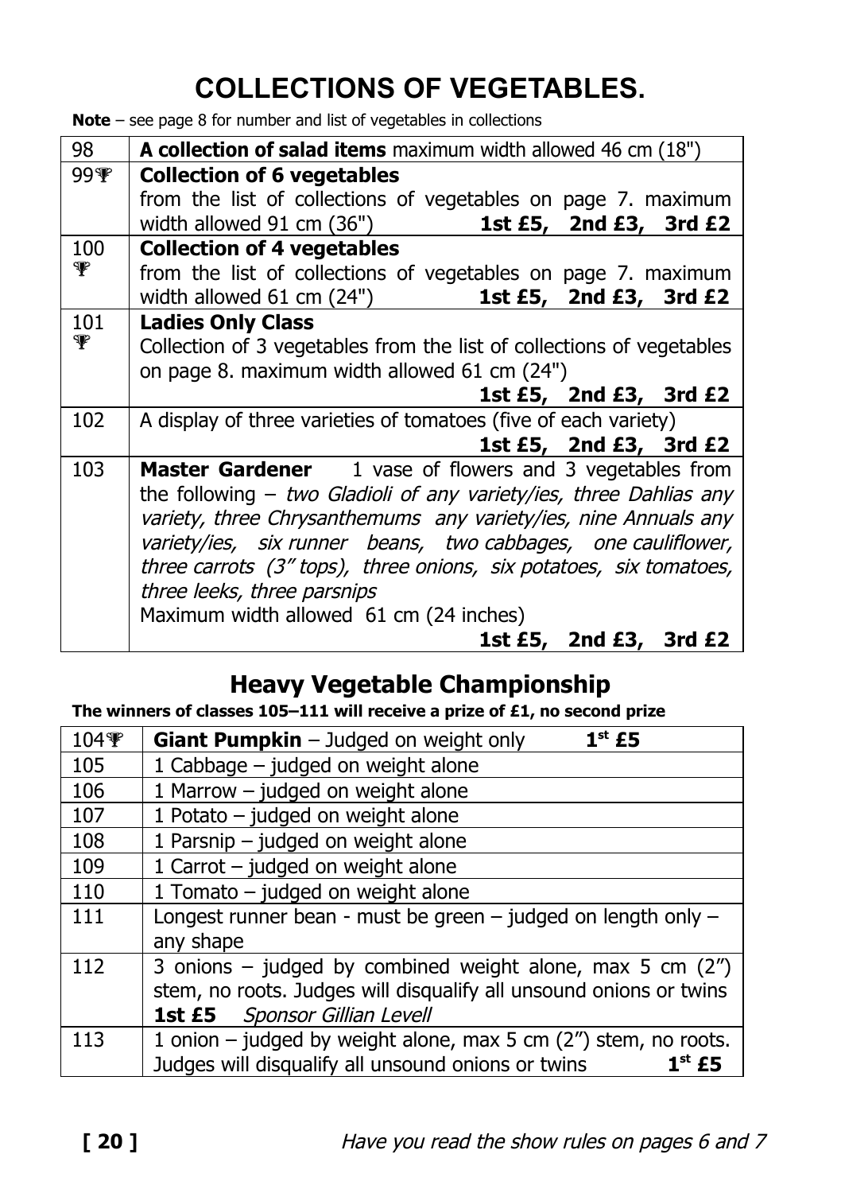# COLLECTIONS OF VEGETABLES.

**Note** – see page 8 for number and list of vegetables in collections

| | |
|---|---|
| 98 | **A collection of salad items** maximum width allowed 46 cm (18") |
| 99🏆 | **Collection of 6 vegetables**<br>from the list of collections of vegetables on page 7. maximum width allowed 91 cm (36") **1st £5, 2nd £3, 3rd £2** |
| 100 🏆 | **Collection of 4 vegetables**<br>from the list of collections of vegetables on page 7. maximum width allowed 61 cm (24") **1st £5, 2nd £3, 3rd £2** |
| 101 🏆 | **Ladies Only Class**<br>Collection of 3 vegetables from the list of collections of vegetables on page 8. maximum width allowed 61 cm (24")<br>**1st £5, 2nd £3, 3rd £2** |
| 102 | A display of three varieties of tomatoes (five of each variety)<br>**1st £5, 2nd £3, 3rd £2** |
| 103 | **Master Gardener** 1 vase of flowers and 3 vegetables from the following – *two Gladioli of any variety/ies, three Dahlias any variety, three Chrysanthemums any variety/ies, nine Annuals any variety/ies, six runner beans, two cabbages, one cauliflower, three carrots (3" tops), three onions, six potatoes, six tomatoes, three leeks, three parsnips*<br>Maximum width allowed 61 cm (24 inches)<br>**1st £5, 2nd £3, 3rd £2** |

## Heavy Vegetable Championship

**The winners of classes 105–111 will receive a prize of £1, no second prize**

| | |
|---|---|
| 104🏆 | **Giant Pumpkin** – Judged on weight only **1st £5** |
| 105 | 1 Cabbage – judged on weight alone |
| 106 | 1 Marrow – judged on weight alone |
| 107 | 1 Potato – judged on weight alone |
| 108 | 1 Parsnip – judged on weight alone |
| 109 | 1 Carrot – judged on weight alone |
| 110 | 1 Tomato – judged on weight alone |
| 111 | Longest runner bean - must be green – judged on length only – any shape |
| 112 | 3 onions – judged by combined weight alone, max 5 cm (2") stem, no roots. Judges will disqualify all unsound onions or twins<br>**1st £5** *Sponsor Gillian Levell* |
| 113 | 1 onion – judged by weight alone, max 5 cm (2") stem, no roots. Judges will disqualify all unsound onions or twins **1st £5** |

*Have you read the show rules on pages 6 and 7*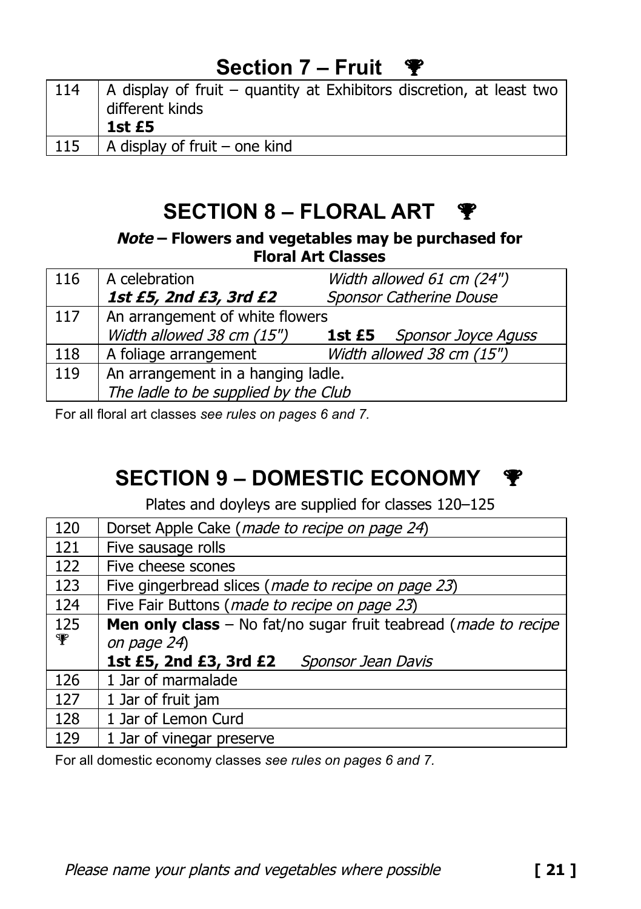## Section 7 – Fruit 🏆

| | |
|---|---|
| 114 | A display of fruit – quantity at Exhibitors discretion, at least two different kinds<br>**1st £5** |
| 115 | A display of fruit – one kind |

## SECTION 8 – FLORAL ART 🏆

***Note* – Flowers and vegetables may be purchased for Floral Art Classes**

| | | |
|---|---|---|
| 116 | A celebration<br>***1st £5, 2nd £3, 3rd £2*** | *Width allowed 61 cm (24")*<br>*Sponsor Catherine Douse* |
| 117 | An arrangement of white flowers<br>*Width allowed 38 cm (15")* | **1st £5** *Sponsor Joyce Aguss* |
| 118 | A foliage arrangement | *Width allowed 38 cm (15")* |
| 119 | An arrangement in a hanging ladle.<br>*The ladle to be supplied by the Club* | |

For all floral art classes *see rules on pages 6 and 7.*

## SECTION 9 – DOMESTIC ECONOMY 🏆

Plates and doyleys are supplied for classes 120–125

| | |
|---|---|
| 120 | Dorset Apple Cake (*made to recipe on page 24*) |
| 121 | Five sausage rolls |
| 122 | Five cheese scones |
| 123 | Five gingerbread slices (*made to recipe on page 23*) |
| 124 | Five Fair Buttons (*made to recipe on page 23*) |
| 125 🏆 | **Men only class** – No fat/no sugar fruit teabread (*made to recipe on page 24*)<br>**1st £5, 2nd £3, 3rd £2** *Sponsor Jean Davis* |
| 126 | 1 Jar of marmalade |
| 127 | 1 Jar of fruit jam |
| 128 | 1 Jar of Lemon Curd |
| 129 | 1 Jar of vinegar preserve |

For all domestic economy classes *see rules on pages 6 and 7.*

*Please name your plants and vegetables where possible*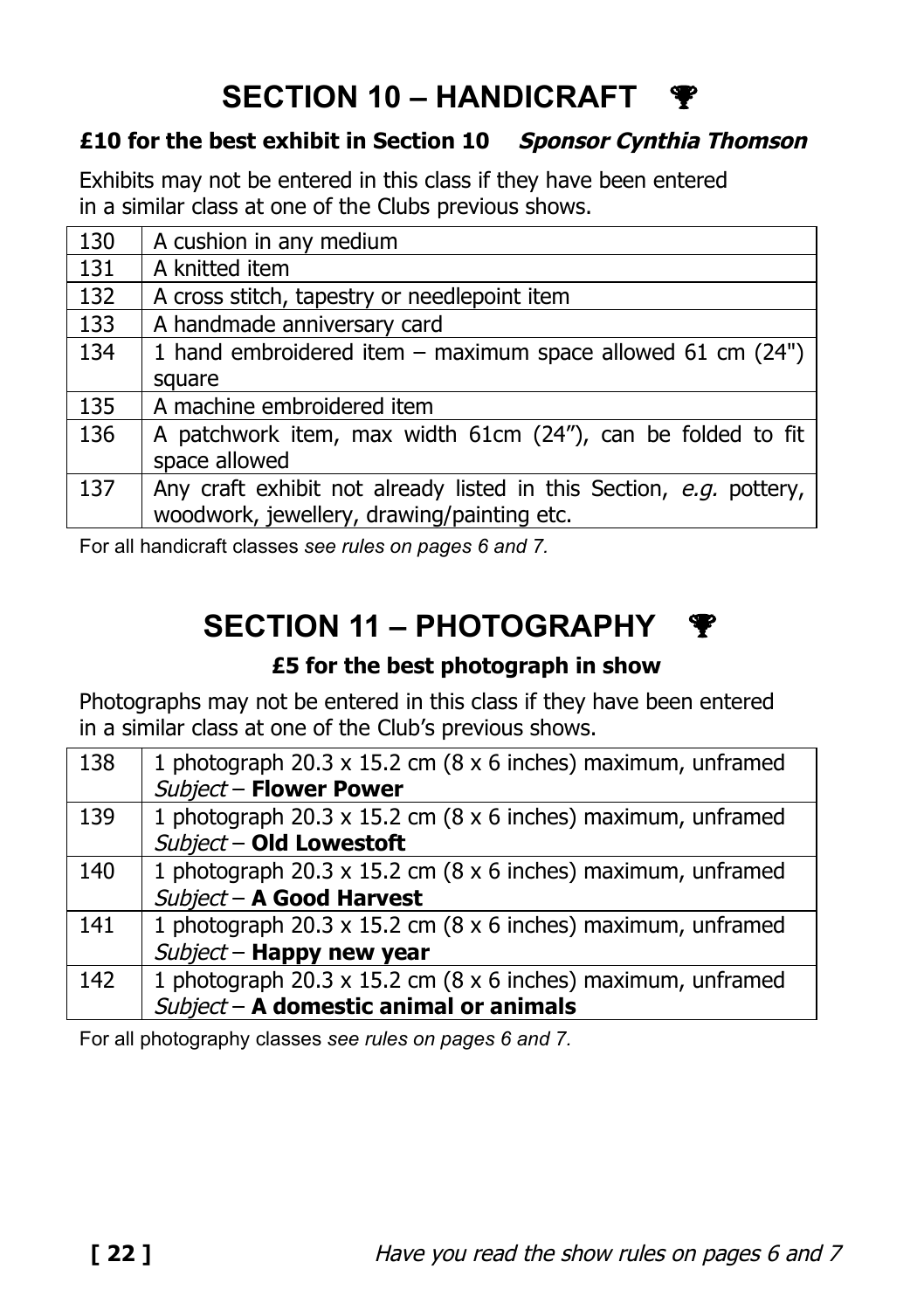# SECTION 10 – HANDICRAFT 🏆

**£10 for the best exhibit in Section 10** ***Sponsor Cynthia Thomson***

Exhibits may not be entered in this class if they have been entered in a similar class at one of the Clubs previous shows.

| | |
|---|---|
| 130 | A cushion in any medium |
| 131 | A knitted item |
| 132 | A cross stitch, tapestry or needlepoint item |
| 133 | A handmade anniversary card |
| 134 | 1 hand embroidered item – maximum space allowed 61 cm (24") square |
| 135 | A machine embroidered item |
| 136 | A patchwork item, max width 61cm (24”), can be folded to fit space allowed |
| 137 | Any craft exhibit not already listed in this Section, *e.g.* pottery, woodwork, jewellery, drawing/painting etc. |

For all handicraft classes *see rules on pages 6 and 7.*

# SECTION 11 – PHOTOGRAPHY 🏆

**£5 for the best photograph in show**

Photographs may not be entered in this class if they have been entered in a similar class at one of the Club’s previous shows.

| | |
|---|---|
| 138 | 1 photograph 20.3 x 15.2 cm (8 x 6 inches) maximum, unframed *Subject* – **Flower Power** |
| 139 | 1 photograph 20.3 x 15.2 cm (8 x 6 inches) maximum, unframed *Subject* – **Old Lowestoft** |
| 140 | 1 photograph 20.3 x 15.2 cm (8 x 6 inches) maximum, unframed *Subject* – **A Good Harvest** |
| 141 | 1 photograph 20.3 x 15.2 cm (8 x 6 inches) maximum, unframed *Subject* – **Happy new year** |
| 142 | 1 photograph 20.3 x 15.2 cm (8 x 6 inches) maximum, unframed *Subject* – **A domestic animal or animals** |

For all photography classes *see rules on pages 6 and 7.*

*Have you read the show rules on pages 6 and 7*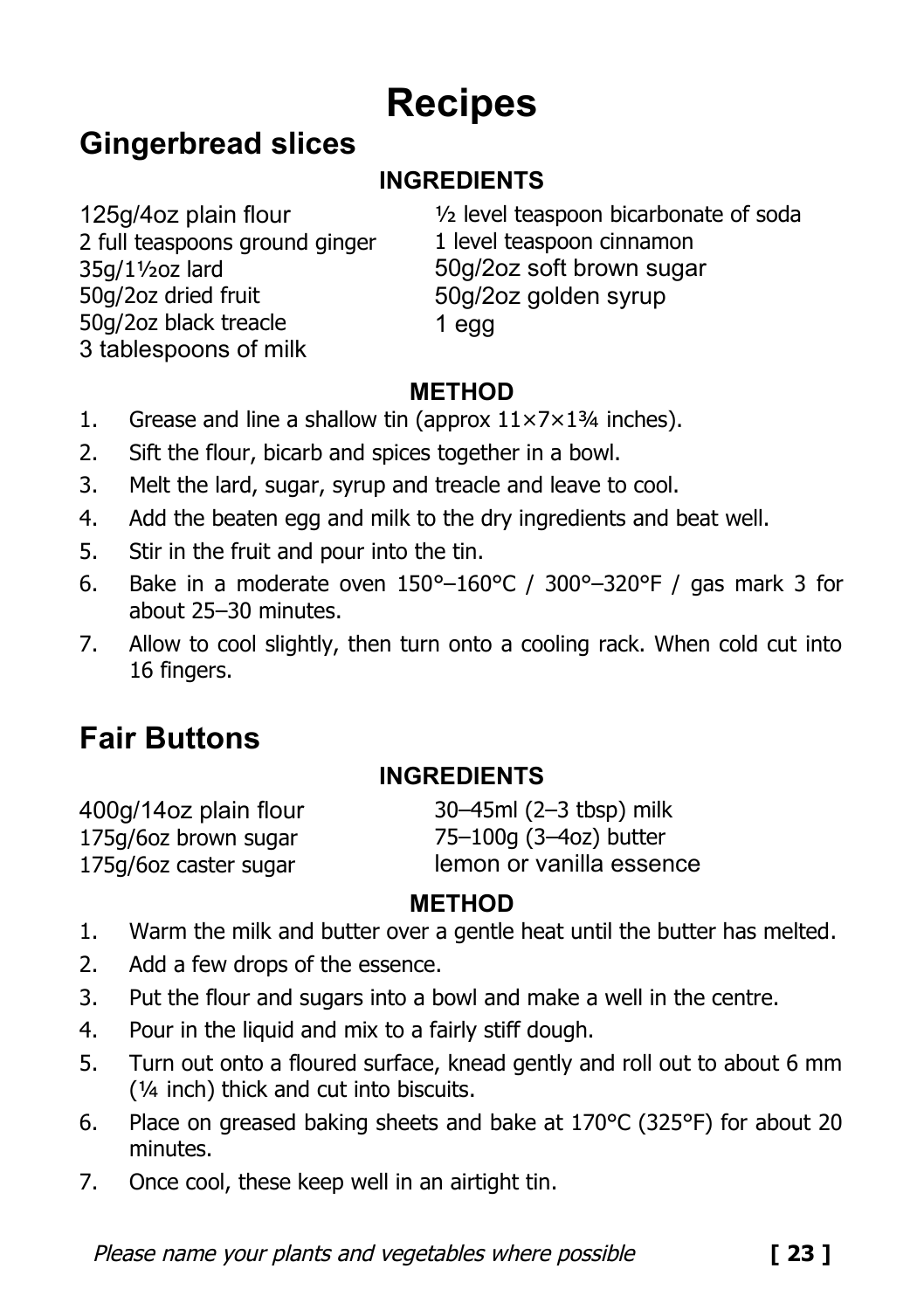# Recipes

## Gingerbread slices

### INGREDIENTS

- 125g/4oz plain flour
- 2 full teaspoons ground ginger
- 35g/1½oz lard
- 50g/2oz dried fruit
- 50g/2oz black treacle
- 3 tablespoons of milk
- ½ level teaspoon bicarbonate of soda
- 1 level teaspoon cinnamon
- 50g/2oz soft brown sugar
- 50g/2oz golden syrup
- 1 egg

### METHOD

1. Grease and line a shallow tin (approx 11×7×1¾ inches).
2. Sift the flour, bicarb and spices together in a bowl.
3. Melt the lard, sugar, syrup and treacle and leave to cool.
4. Add the beaten egg and milk to the dry ingredients and beat well.
5. Stir in the fruit and pour into the tin.
6. Bake in a moderate oven 150°–160°C / 300°–320°F / gas mark 3 for about 25–30 minutes.
7. Allow to cool slightly, then turn onto a cooling rack. When cold cut into 16 fingers.

## Fair Buttons

### INGREDIENTS

- 400g/14oz plain flour
- 175g/6oz brown sugar
- 175g/6oz caster sugar
- 30–45ml (2–3 tbsp) milk
- 75–100g (3–4oz) butter
- lemon or vanilla essence

### METHOD

1. Warm the milk and butter over a gentle heat until the butter has melted.
2. Add a few drops of the essence.
3. Put the flour and sugars into a bowl and make a well in the centre.
4. Pour in the liquid and mix to a fairly stiff dough.
5. Turn out onto a floured surface, knead gently and roll out to about 6 mm (¼ inch) thick and cut into biscuits.
6. Place on greased baking sheets and bake at 170°C (325°F) for about 20 minutes.
7. Once cool, these keep well in an airtight tin.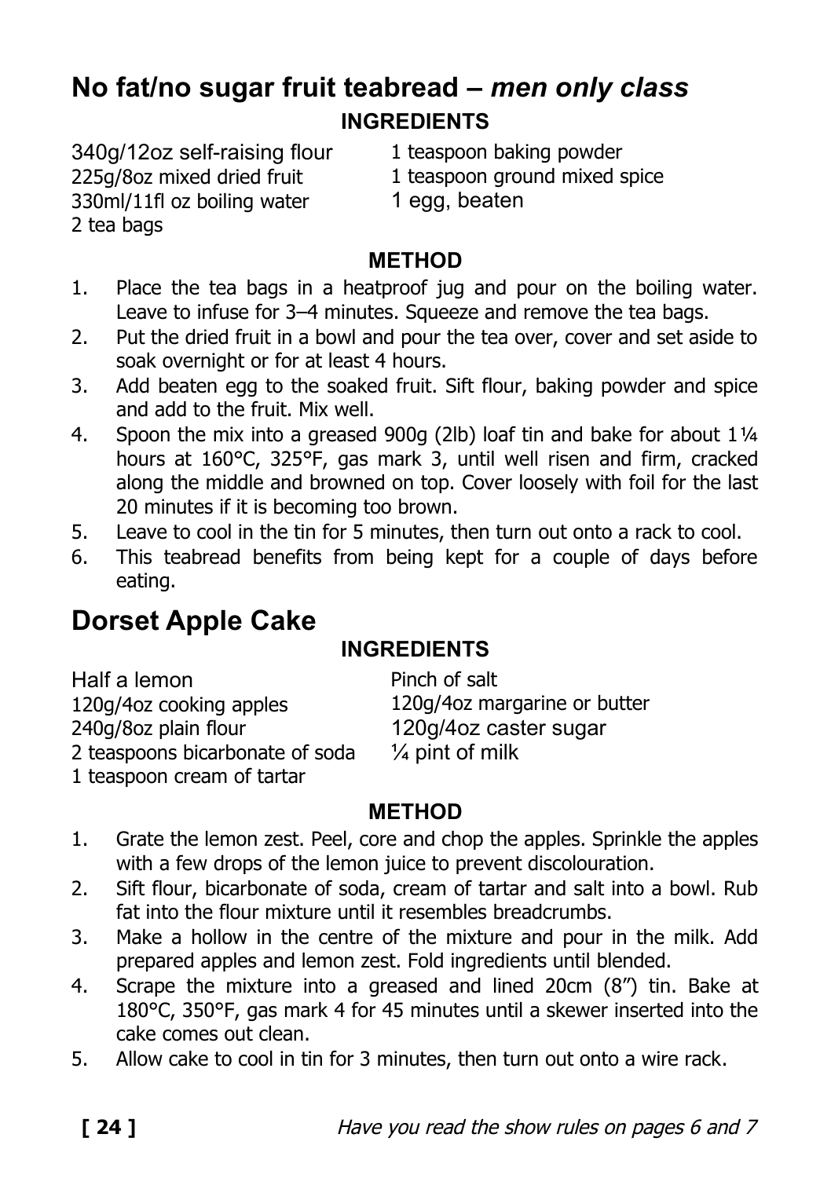## No fat/no sugar fruit teabread – *men only class*

### INGREDIENTS

340g/12oz self-raising flour
225g/8oz mixed dried fruit
330ml/11fl oz boiling water
2 tea bags
1 teaspoon baking powder
1 teaspoon ground mixed spice
1 egg, beaten

### METHOD

1. Place the tea bags in a heatproof jug and pour on the boiling water. Leave to infuse for 3–4 minutes. Squeeze and remove the tea bags.
2. Put the dried fruit in a bowl and pour the tea over, cover and set aside to soak overnight or for at least 4 hours.
3. Add beaten egg to the soaked fruit. Sift flour, baking powder and spice and add to the fruit. Mix well.
4. Spoon the mix into a greased 900g (2lb) loaf tin and bake for about 1¼ hours at 160°C, 325°F, gas mark 3, until well risen and firm, cracked along the middle and browned on top. Cover loosely with foil for the last 20 minutes if it is becoming too brown.
5. Leave to cool in the tin for 5 minutes, then turn out onto a rack to cool.
6. This teabread benefits from being kept for a couple of days before eating.

## Dorset Apple Cake

### INGREDIENTS

Half a lemon
120g/4oz cooking apples
240g/8oz plain flour
2 teaspoons bicarbonate of soda
1 teaspoon cream of tartar
Pinch of salt
120g/4oz margarine or butter
120g/4oz caster sugar
¼ pint of milk

### METHOD

1. Grate the lemon zest. Peel, core and chop the apples. Sprinkle the apples with a few drops of the lemon juice to prevent discolouration.
2. Sift flour, bicarbonate of soda, cream of tartar and salt into a bowl. Rub fat into the flour mixture until it resembles breadcrumbs.
3. Make a hollow in the centre of the mixture and pour in the milk. Add prepared apples and lemon zest. Fold ingredients until blended.
4. Scrape the mixture into a greased and lined 20cm (8″) tin. Bake at 180°C, 350°F, gas mark 4 for 45 minutes until a skewer inserted into the cake comes out clean.
5. Allow cake to cool in tin for 3 minutes, then turn out onto a wire rack.

*Have you read the show rules on pages 6 and 7*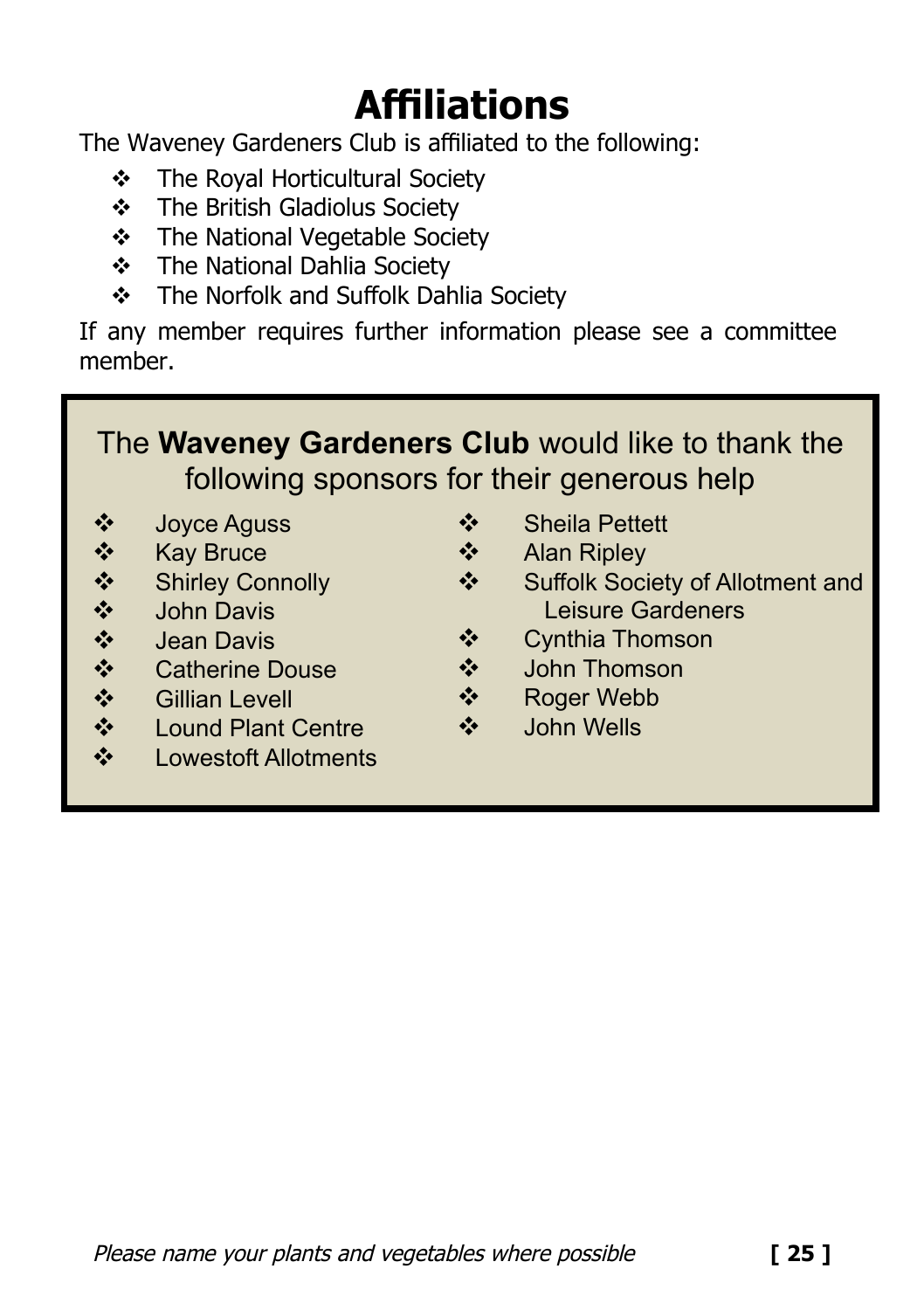# Affiliations

The Waveney Gardeners Club is affiliated to the following:

- The Royal Horticultural Society
- The British Gladiolus Society
- The National Vegetable Society
- The National Dahlia Society
- The Norfolk and Suffolk Dahlia Society

If any member requires further information please see a committee member.

The **Waveney Gardeners Club** would like to thank the following sponsors for their generous help

- Joyce Aguss
- Kay Bruce
- Shirley Connolly
- John Davis
- Jean Davis
- Catherine Douse
- Gillian Levell
- Lound Plant Centre
- Lowestoft Allotments
- Sheila Pettett
- Alan Ripley
- Suffolk Society of Allotment and Leisure Gardeners
- Cynthia Thomson
- John Thomson
- Roger Webb
- John Wells

*Please name your plants and vegetables where possible*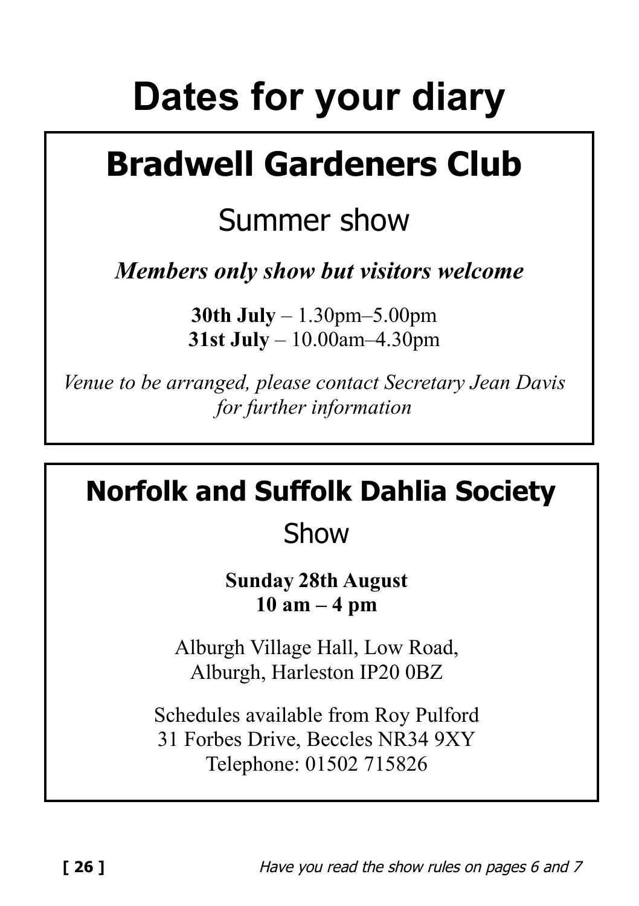# Dates for your diary

## Bradwell Gardeners Club

Summer show

***Members only show but visitors welcome***

**30th July** – 1.30pm–5.00pm
**31st July** – 10.00am–4.30pm

*Venue to be arranged, please contact Secretary Jean Davis for further information*

## Norfolk and Suffolk Dahlia Society

Show

**Sunday 28th August**
**10 am – 4 pm**

Alburgh Village Hall, Low Road,
Alburgh, Harleston IP20 0BZ

Schedules available from Roy Pulford
31 Forbes Drive, Beccles NR34 9XY
Telephone: 01502 715826

*Have you read the show rules on pages 6 and 7*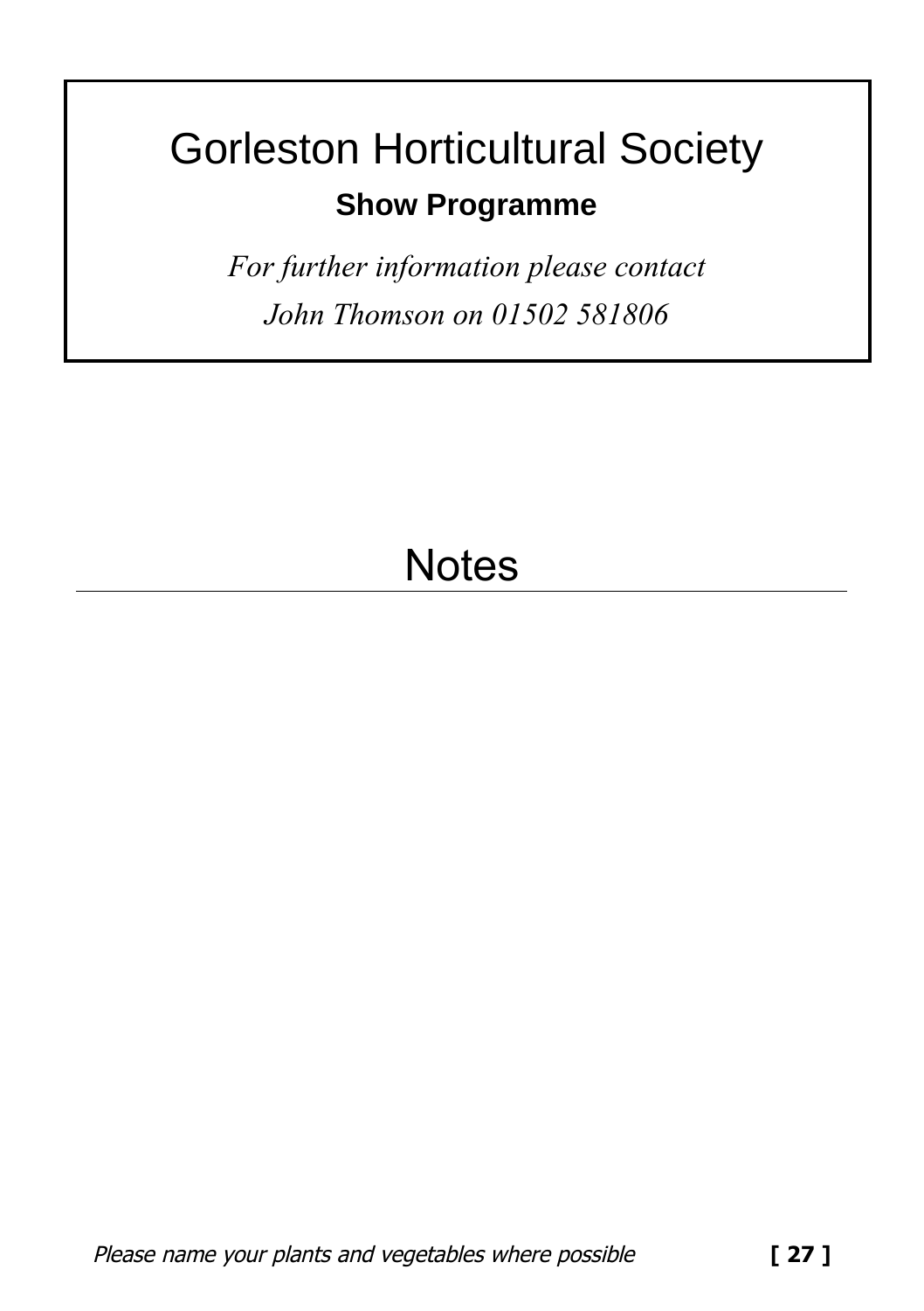# Gorleston Horticultural Society

**Show Programme**

*For further information please contact*

*John Thomson on 01502 581806*

## Notes

---

*Please name your plants and vegetables where possible*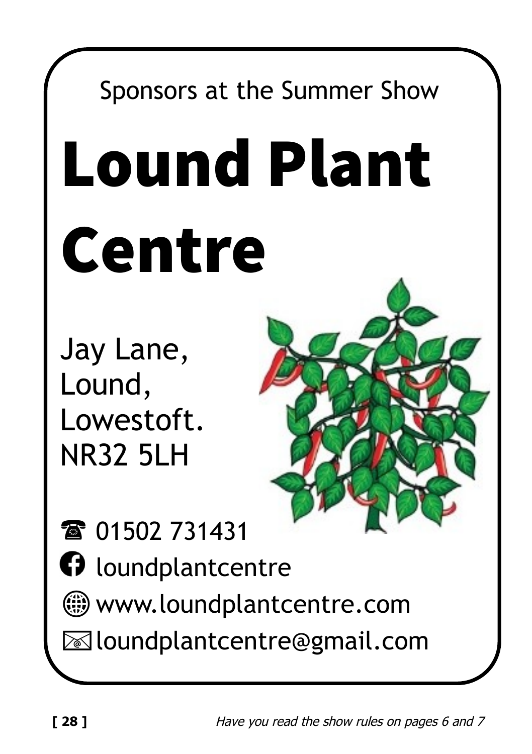Sponsors at the Summer Show

# Lound Plant Centre

Jay Lane,
Lound,
Lowestoft.
NR32 5LH

☎ 01502 731431

loundplantcentre

www.loundplantcentre.com

loundplantcentre@gmail.com

*Have you read the show rules on pages 6 and 7*